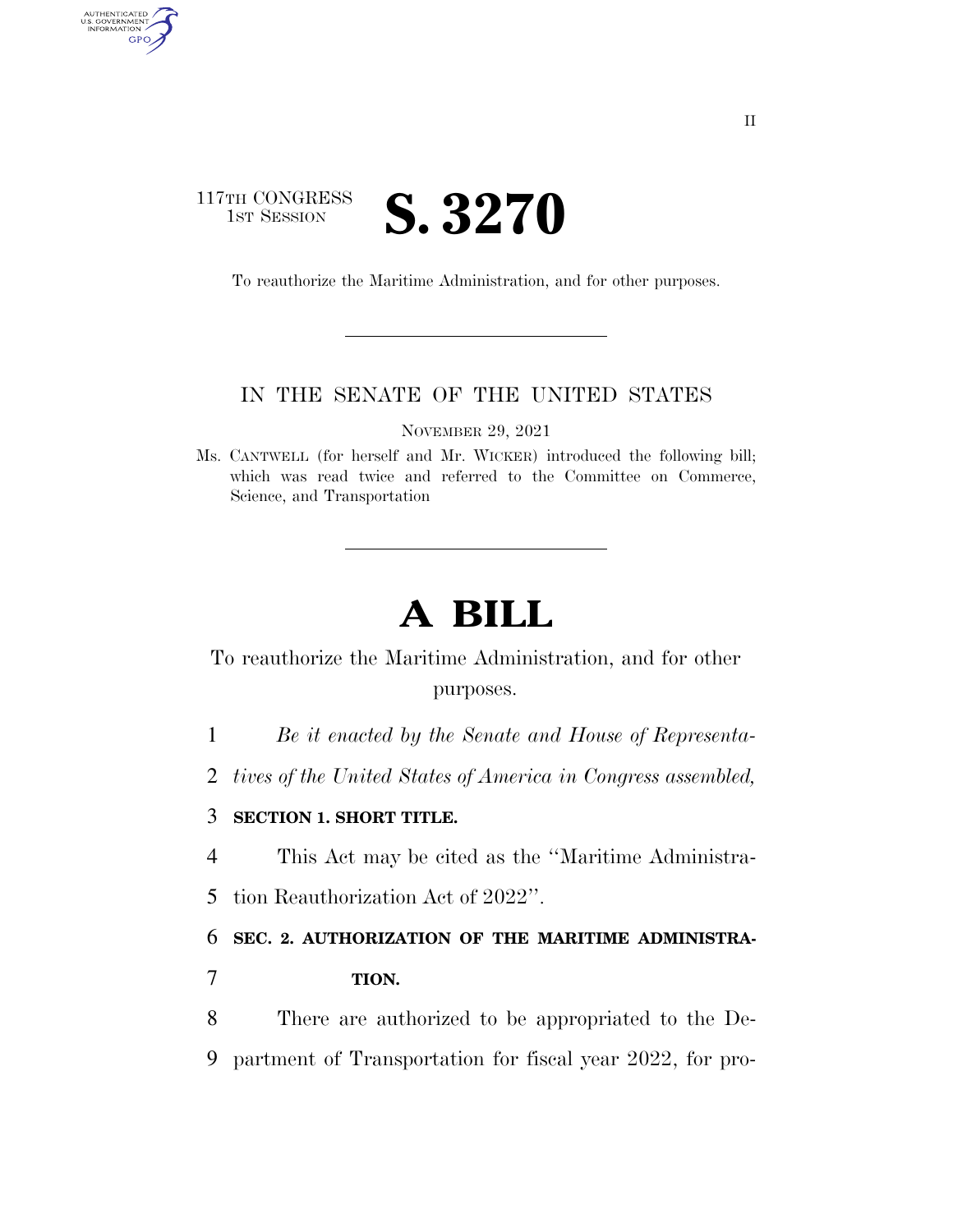117TH CONGRESS
1ST SESSION

# S. 3270

To reauthorize the Maritime Administration, and for other purposes.

---

IN THE SENATE OF THE UNITED STATES

NOVEMBER 29, 2021

Ms. CANTWELL (for herself and Mr. WICKER) introduced the following bill; which was read twice and referred to the Committee on Commerce, Science, and Transportation

---

# A BILL

To reauthorize the Maritime Administration, and for other purposes.

1 *Be it enacted by the Senate and House of Representa-*
2 *tives of the United States of America in Congress assembled,*

3 **SECTION 1. SHORT TITLE.**

4 This Act may be cited as the "Maritime Administra-
5 tion Reauthorization Act of 2022".

6 **SEC. 2. AUTHORIZATION OF THE MARITIME ADMINISTRA-**
7 **TION.**

8 There are authorized to be appropriated to the De-
9 partment of Transportation for fiscal year 2022, for pro-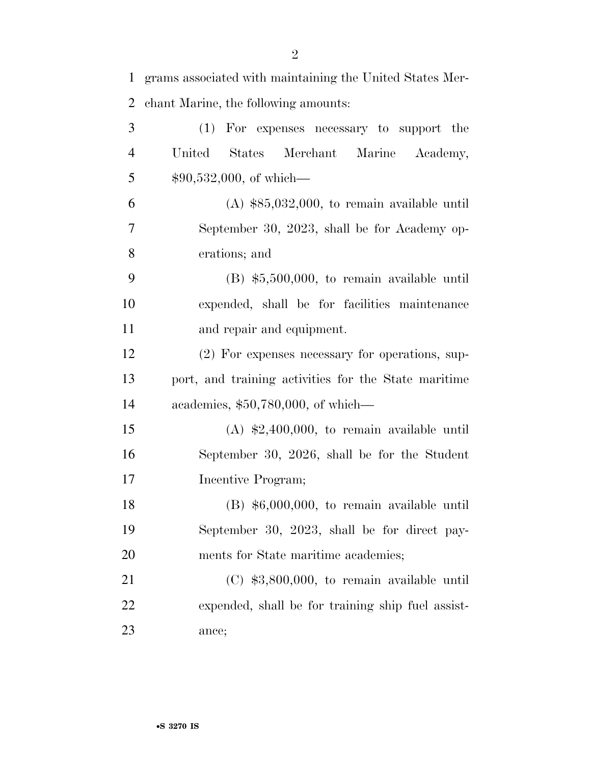grams associated with maintaining the United States Merchant Marine, the following amounts:

(1) For expenses necessary to support the United States Merchant Marine Academy, $90,532,000, of which—

(A) $85,032,000, to remain available until September 30, 2023, shall be for Academy operations; and

(B) $5,500,000, to remain available until expended, shall be for facilities maintenance and repair and equipment.

(2) For expenses necessary for operations, support, and training activities for the State maritime academies, $50,780,000, of which—

(A) $2,400,000, to remain available until September 30, 2026, shall be for the Student Incentive Program;

(B) $6,000,000, to remain available until September 30, 2023, shall be for direct payments for State maritime academies;

(C) $3,800,000, to remain available until expended, shall be for training ship fuel assistance;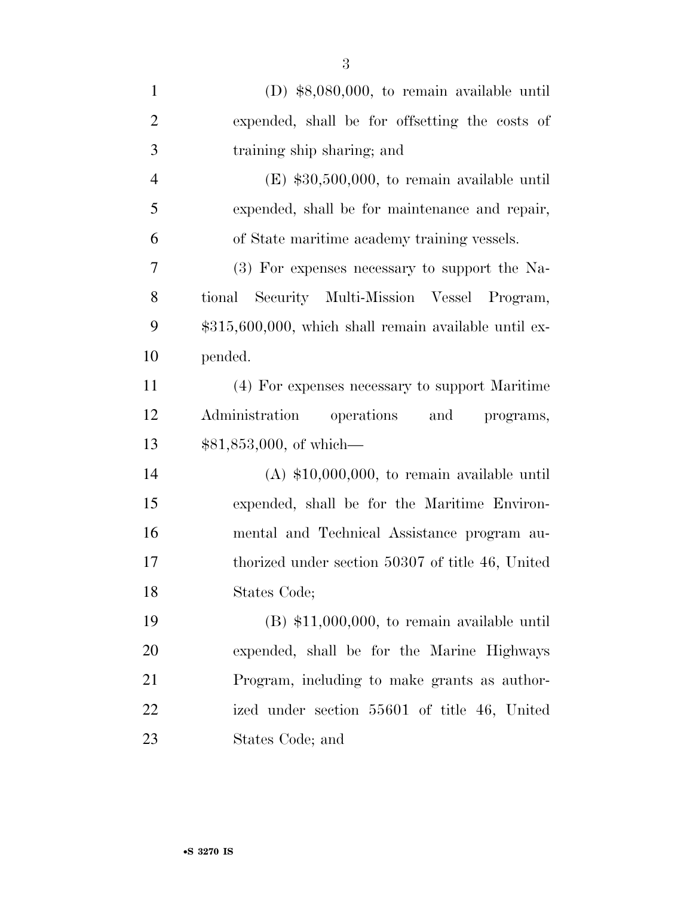(D) $8,080,000, to remain available until expended, shall be for offsetting the costs of training ship sharing; and

(E) $30,500,000, to remain available until expended, shall be for maintenance and repair, of State maritime academy training vessels.

(3) For expenses necessary to support the National Security Multi-Mission Vessel Program, $315,600,000, which shall remain available until expended.

(4) For expenses necessary to support Maritime Administration operations and programs, $81,853,000, of which—

(A) $10,000,000, to remain available until expended, shall be for the Maritime Environmental and Technical Assistance program authorized under section 50307 of title 46, United States Code;

(B) $11,000,000, to remain available until expended, shall be for the Marine Highways Program, including to make grants as authorized under section 55601 of title 46, United States Code; and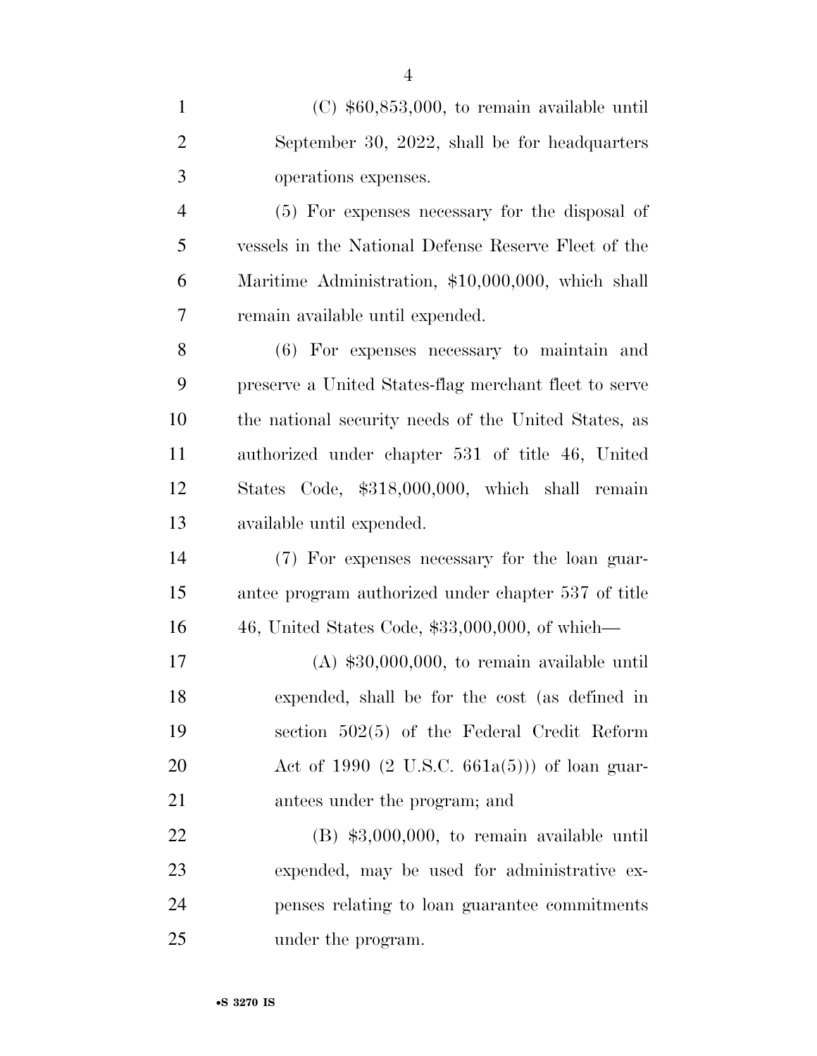(C) $60,853,000, to remain available until September 30, 2022, shall be for headquarters operations expenses.

(5) For expenses necessary for the disposal of vessels in the National Defense Reserve Fleet of the Maritime Administration, $10,000,000, which shall remain available until expended.

(6) For expenses necessary to maintain and preserve a United States-flag merchant fleet to serve the national security needs of the United States, as authorized under chapter 531 of title 46, United States Code, $318,000,000, which shall remain available until expended.

(7) For expenses necessary for the loan guarantee program authorized under chapter 537 of title 46, United States Code, $33,000,000, of which—

(A) $30,000,000, to remain available until expended, shall be for the cost (as defined in section 502(5) of the Federal Credit Reform Act of 1990 (2 U.S.C. 661a(5))) of loan guarantees under the program; and

(B) $3,000,000, to remain available until expended, may be used for administrative expenses relating to loan guarantee commitments under the program.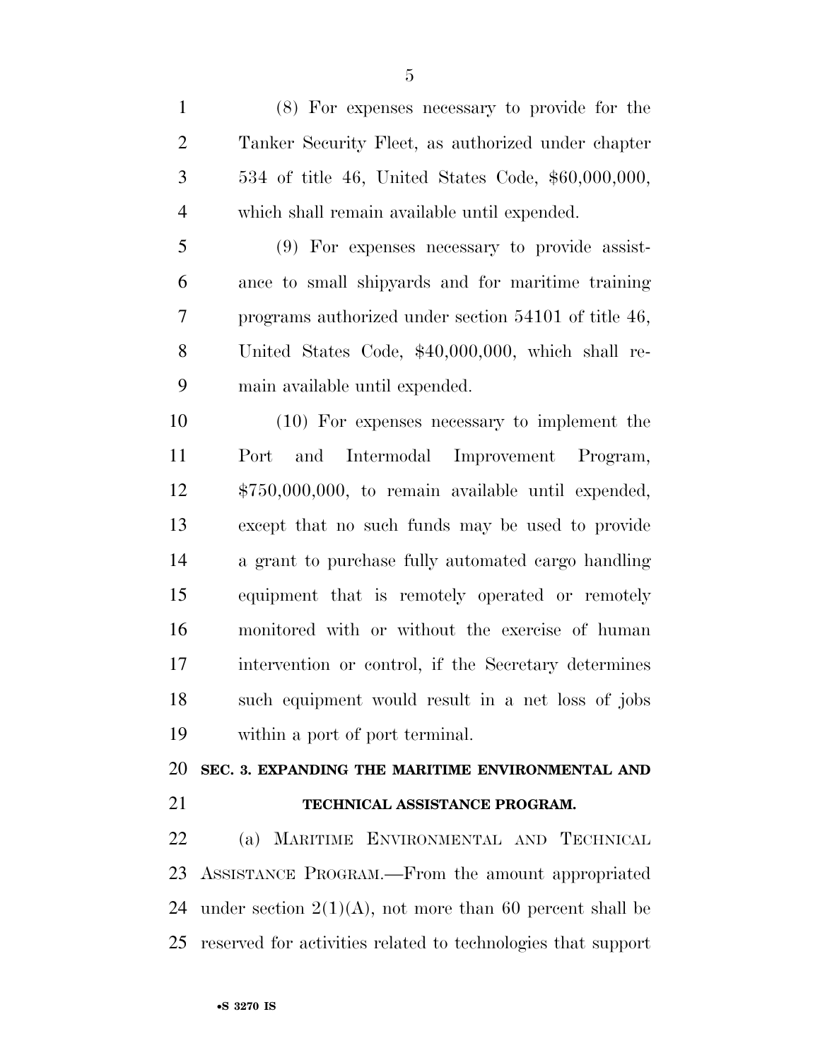(8) For expenses necessary to provide for the Tanker Security Fleet, as authorized under chapter 534 of title 46, United States Code, $60,000,000, which shall remain available until expended.

(9) For expenses necessary to provide assistance to small shipyards and for maritime training programs authorized under section 54101 of title 46, United States Code, $40,000,000, which shall remain available until expended.

(10) For expenses necessary to implement the Port and Intermodal Improvement Program, $750,000,000, to remain available until expended, except that no such funds may be used to provide a grant to purchase fully automated cargo handling equipment that is remotely operated or remotely monitored with or without the exercise of human intervention or control, if the Secretary determines such equipment would result in a net loss of jobs within a port of port terminal.

## SEC. 3. EXPANDING THE MARITIME ENVIRONMENTAL AND TECHNICAL ASSISTANCE PROGRAM.

(a) MARITIME ENVIRONMENTAL AND TECHNICAL ASSISTANCE PROGRAM.—From the amount appropriated under section 2(1)(A), not more than 60 percent shall be reserved for activities related to technologies that support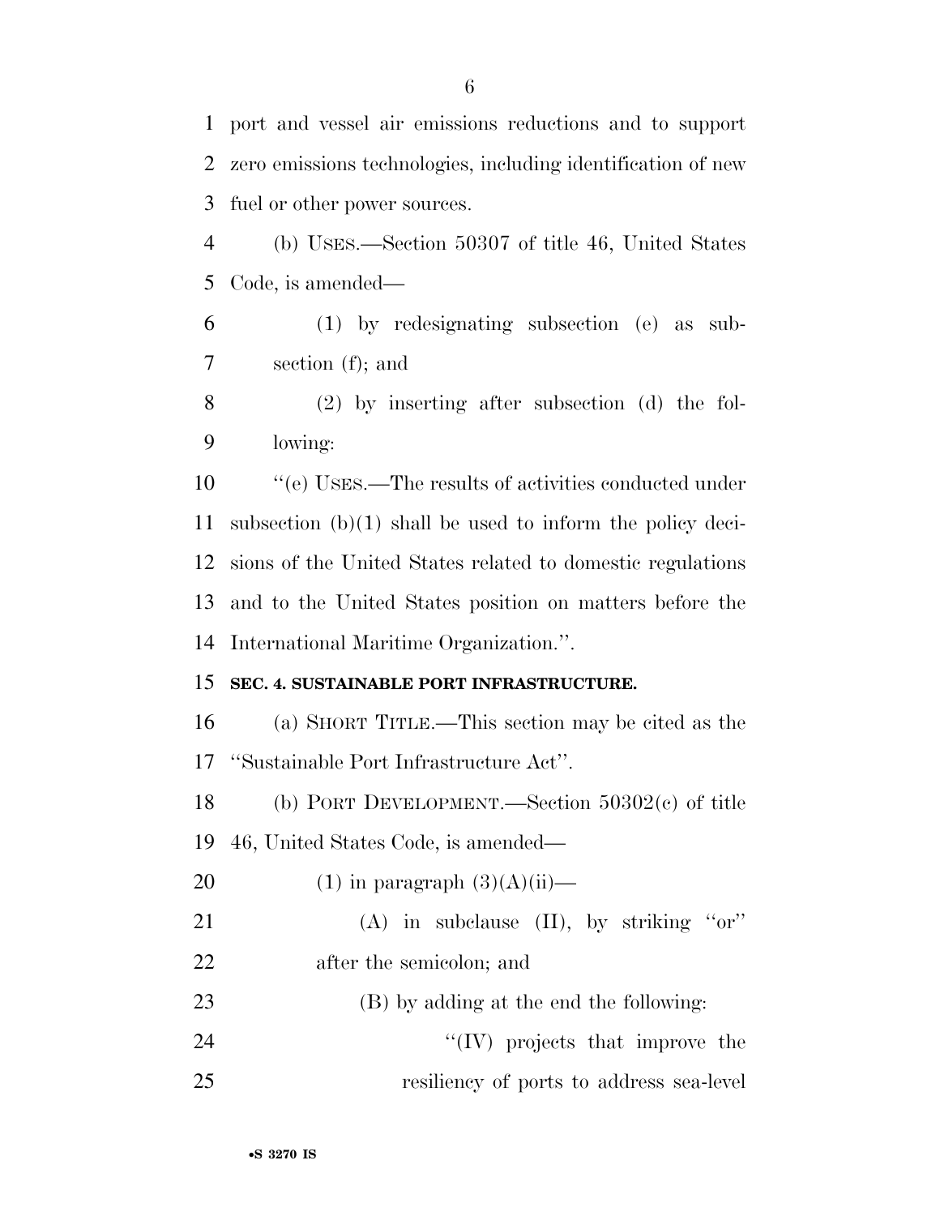port and vessel air emissions reductions and to support zero emissions technologies, including identification of new fuel or other power sources.

(b) USES.—Section 50307 of title 46, United States Code, is amended—

(1) by redesignating subsection (e) as subsection (f); and

(2) by inserting after subsection (d) the following:

''(e) USES.—The results of activities conducted under subsection (b)(1) shall be used to inform the policy decisions of the United States related to domestic regulations and to the United States position on matters before the International Maritime Organization.''.

**SEC. 4. SUSTAINABLE PORT INFRASTRUCTURE.**

(a) SHORT TITLE.—This section may be cited as the ''Sustainable Port Infrastructure Act''.

(b) PORT DEVELOPMENT.—Section 50302(c) of title 46, United States Code, is amended—

(1) in paragraph (3)(A)(ii)—

(A) in subclause (II), by striking ''or'' after the semicolon; and

(B) by adding at the end the following:

''(IV) projects that improve the resiliency of ports to address sea-level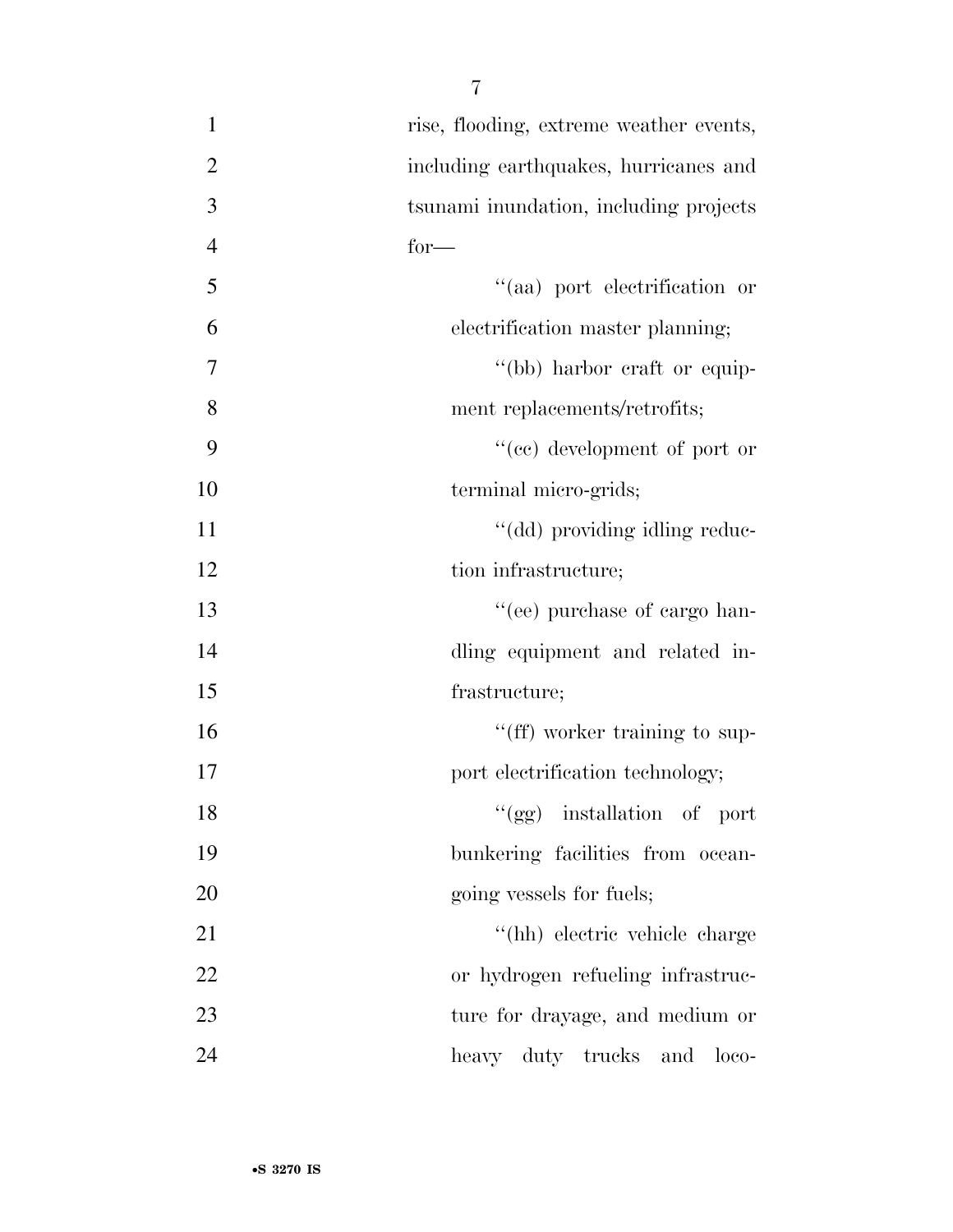rise, flooding, extreme weather events, including earthquakes, hurricanes and tsunami inundation, including projects for—

''(aa) port electrification or electrification master planning;

''(bb) harbor craft or equipment replacements/retrofits;

''(cc) development of port or terminal micro-grids;

''(dd) providing idling reduction infrastructure;

''(ee) purchase of cargo handling equipment and related infrastructure;

''(ff) worker training to support electrification technology;

''(gg) installation of port bunkering facilities from ocean-going vessels for fuels;

''(hh) electric vehicle charge or hydrogen refueling infrastructure for drayage, and medium or heavy duty trucks and loco-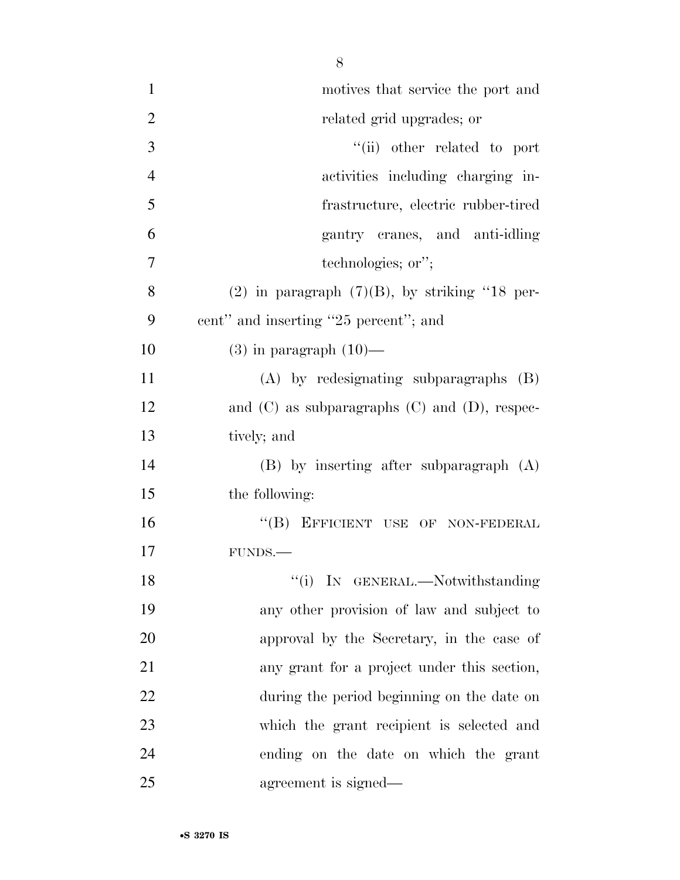motives that service the port and related grid upgrades; or

"(ii) other related to port activities including charging infrastructure, electric rubber-tired gantry cranes, and anti-idling technologies; or";

(2) in paragraph (7)(B), by striking "18 percent" and inserting "25 percent"; and

(3) in paragraph (10)—

(A) by redesignating subparagraphs (B) and (C) as subparagraphs (C) and (D), respectively; and

(B) by inserting after subparagraph (A) the following:

"(B) EFFICIENT USE OF NON-FEDERAL FUNDS.—

"(i) IN GENERAL.—Notwithstanding any other provision of law and subject to approval by the Secretary, in the case of any grant for a project under this section, during the period beginning on the date on which the grant recipient is selected and ending on the date on which the grant agreement is signed—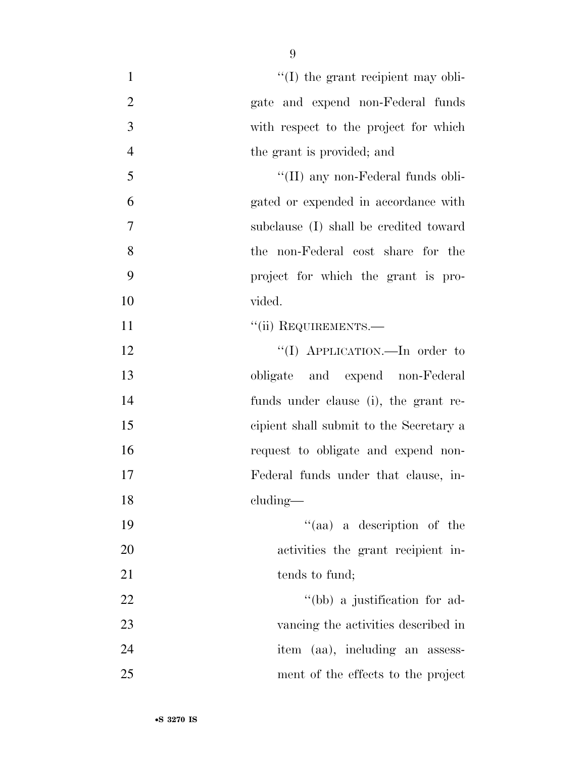"(I) the grant recipient may obligate and expend non-Federal funds with respect to the project for which the grant is provided; and

"(II) any non-Federal funds obligated or expended in accordance with subclause (I) shall be credited toward the non-Federal cost share for the project for which the grant is provided.

"(ii) REQUIREMENTS.—

"(I) APPLICATION.—In order to obligate and expend non-Federal funds under clause (i), the grant recipient shall submit to the Secretary a request to obligate and expend non-Federal funds under that clause, including—

"(aa) a description of the activities the grant recipient intends to fund;

"(bb) a justification for advancing the activities described in item (aa), including an assessment of the effects to the project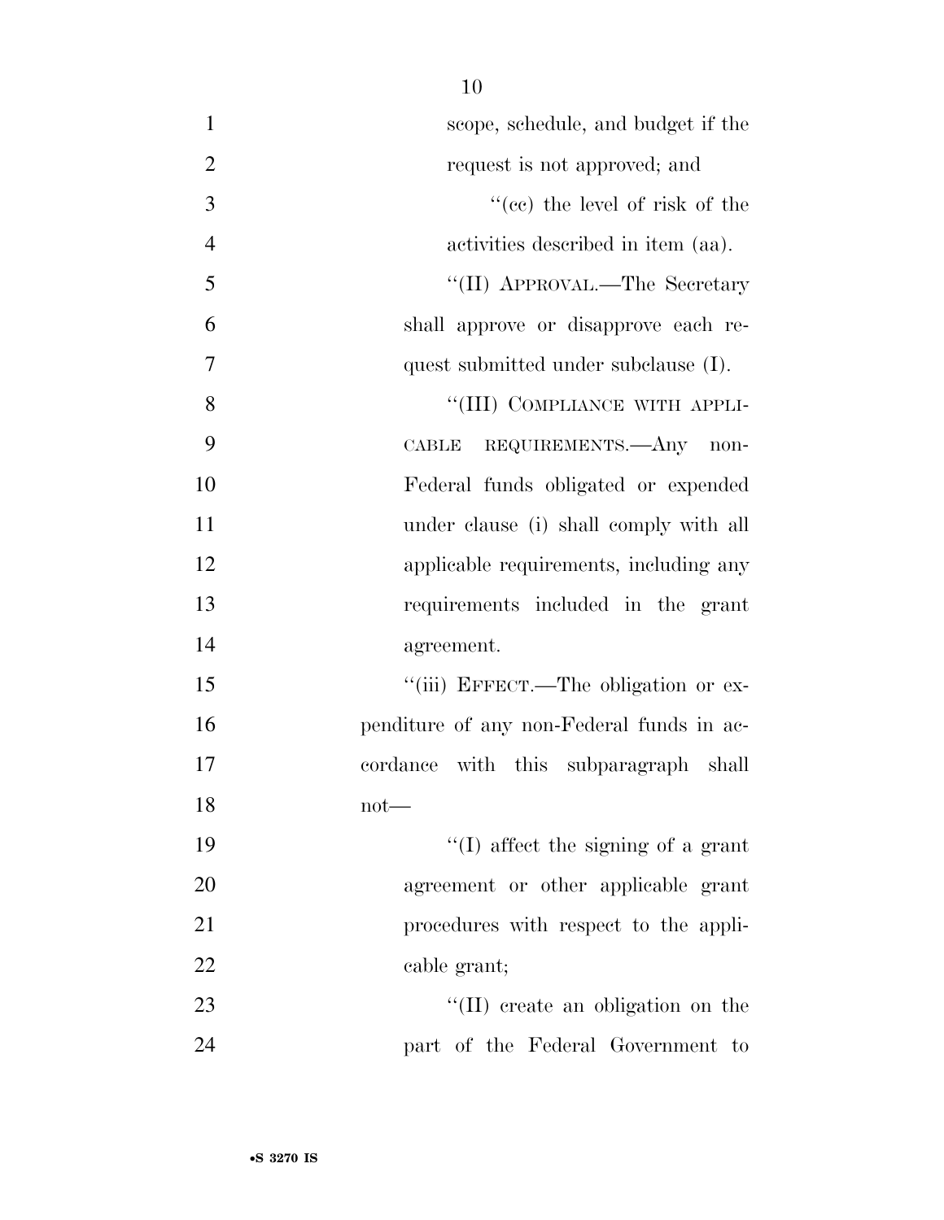scope, schedule, and budget if the request is not approved; and

"(cc) the level of risk of the activities described in item (aa).

"(II) APPROVAL.—The Secretary shall approve or disapprove each request submitted under subclause (I).

"(III) COMPLIANCE WITH APPLICABLE REQUIREMENTS.—Any non-Federal funds obligated or expended under clause (i) shall comply with all applicable requirements, including any requirements included in the grant agreement.

"(iii) EFFECT.—The obligation or expenditure of any non-Federal funds in accordance with this subparagraph shall not—

"(I) affect the signing of a grant agreement or other applicable grant procedures with respect to the applicable grant;

"(II) create an obligation on the part of the Federal Government to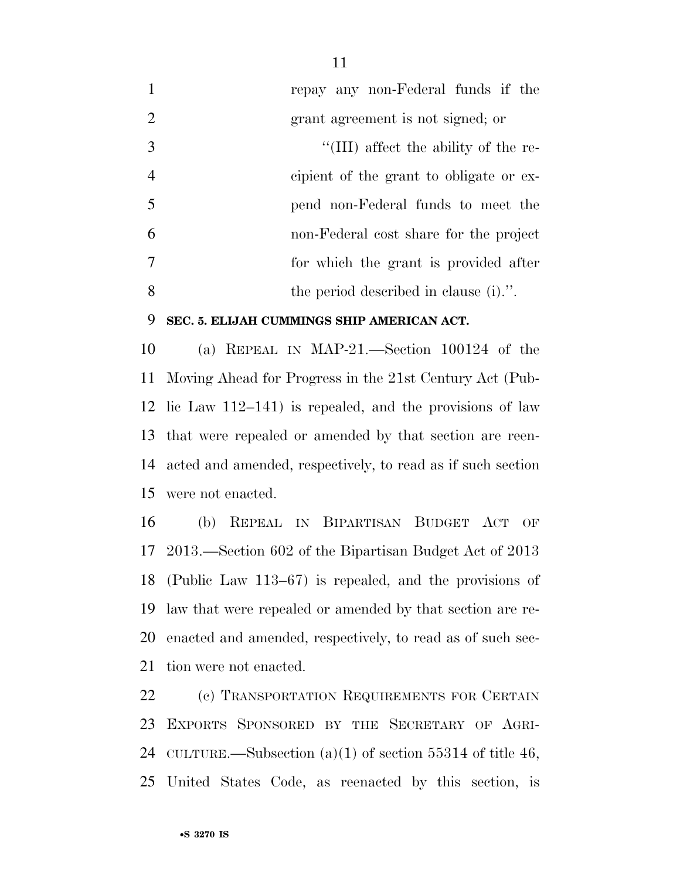repay any non-Federal funds if the grant agreement is not signed; or

''(III) affect the ability of the recipient of the grant to obligate or expend non-Federal funds to meet the non-Federal cost share for the project for which the grant is provided after the period described in clause (i).''.

**SEC. 5. ELIJAH CUMMINGS SHIP AMERICAN ACT.**

(a) REPEAL IN MAP-21.—Section 100124 of the Moving Ahead for Progress in the 21st Century Act (Public Law 112–141) is repealed, and the provisions of law that were repealed or amended by that section are reenacted and amended, respectively, to read as if such section were not enacted.

(b) REPEAL IN BIPARTISAN BUDGET ACT OF 2013.—Section 602 of the Bipartisan Budget Act of 2013 (Public Law 113–67) is repealed, and the provisions of law that were repealed or amended by that section are reenacted and amended, respectively, to read as of such section were not enacted.

(c) TRANSPORTATION REQUIREMENTS FOR CERTAIN EXPORTS SPONSORED BY THE SECRETARY OF AGRICULTURE.—Subsection (a)(1) of section 55314 of title 46, United States Code, as reenacted by this section, is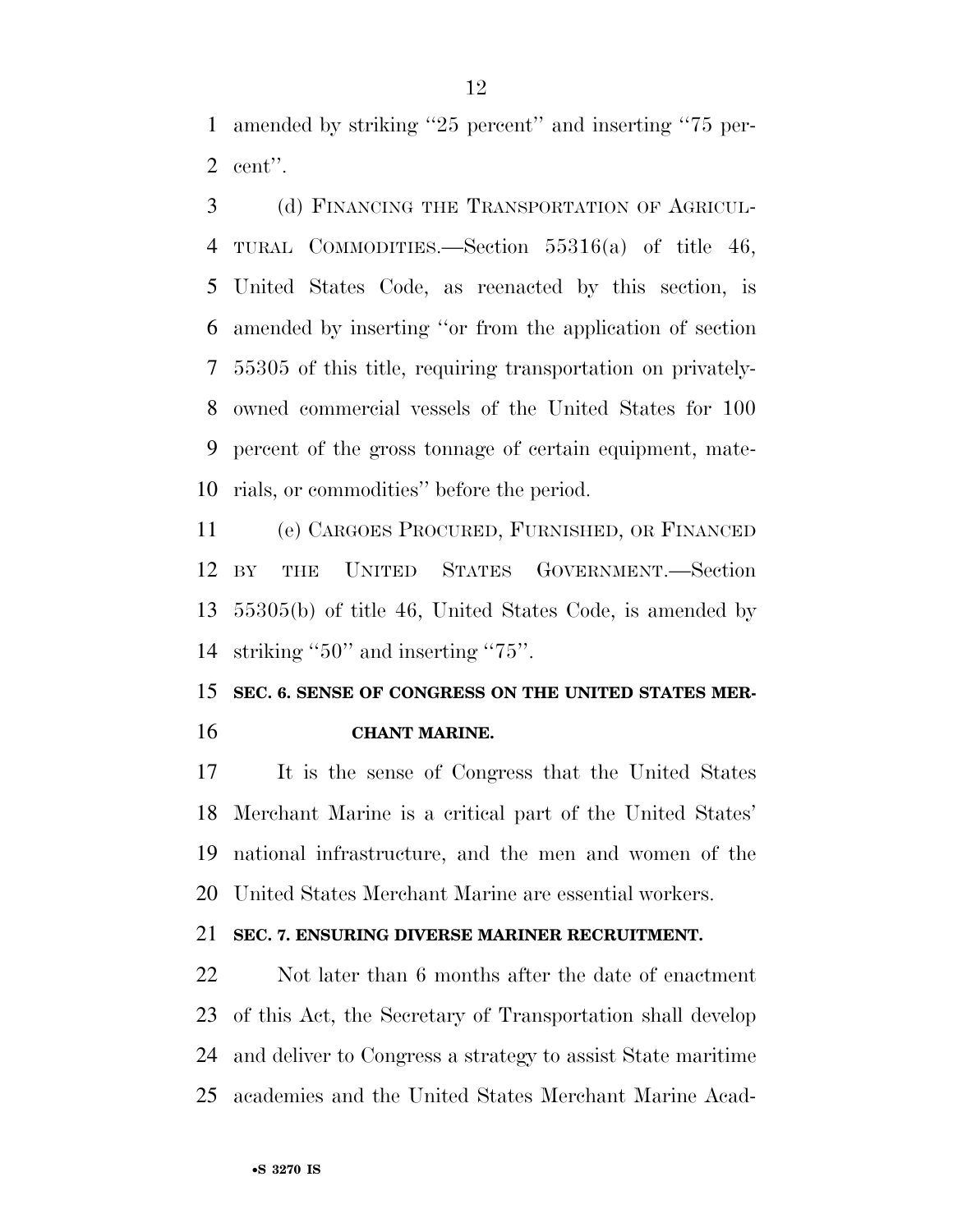amended by striking "25 percent" and inserting "75 percent".

(d) FINANCING THE TRANSPORTATION OF AGRICULTURAL COMMODITIES.—Section 55316(a) of title 46, United States Code, as reenacted by this section, is amended by inserting "or from the application of section 55305 of this title, requiring transportation on privately-owned commercial vessels of the United States for 100 percent of the gross tonnage of certain equipment, materials, or commodities" before the period.

(e) CARGOES PROCURED, FURNISHED, OR FINANCED BY THE UNITED STATES GOVERNMENT.—Section 55305(b) of title 46, United States Code, is amended by striking "50" and inserting "75".

## SEC. 6. SENSE OF CONGRESS ON THE UNITED STATES MERCHANT MARINE.

It is the sense of Congress that the United States Merchant Marine is a critical part of the United States' national infrastructure, and the men and women of the United States Merchant Marine are essential workers.

## SEC. 7. ENSURING DIVERSE MARINER RECRUITMENT.

Not later than 6 months after the date of enactment of this Act, the Secretary of Transportation shall develop and deliver to Congress a strategy to assist State maritime academies and the United States Merchant Marine Acad-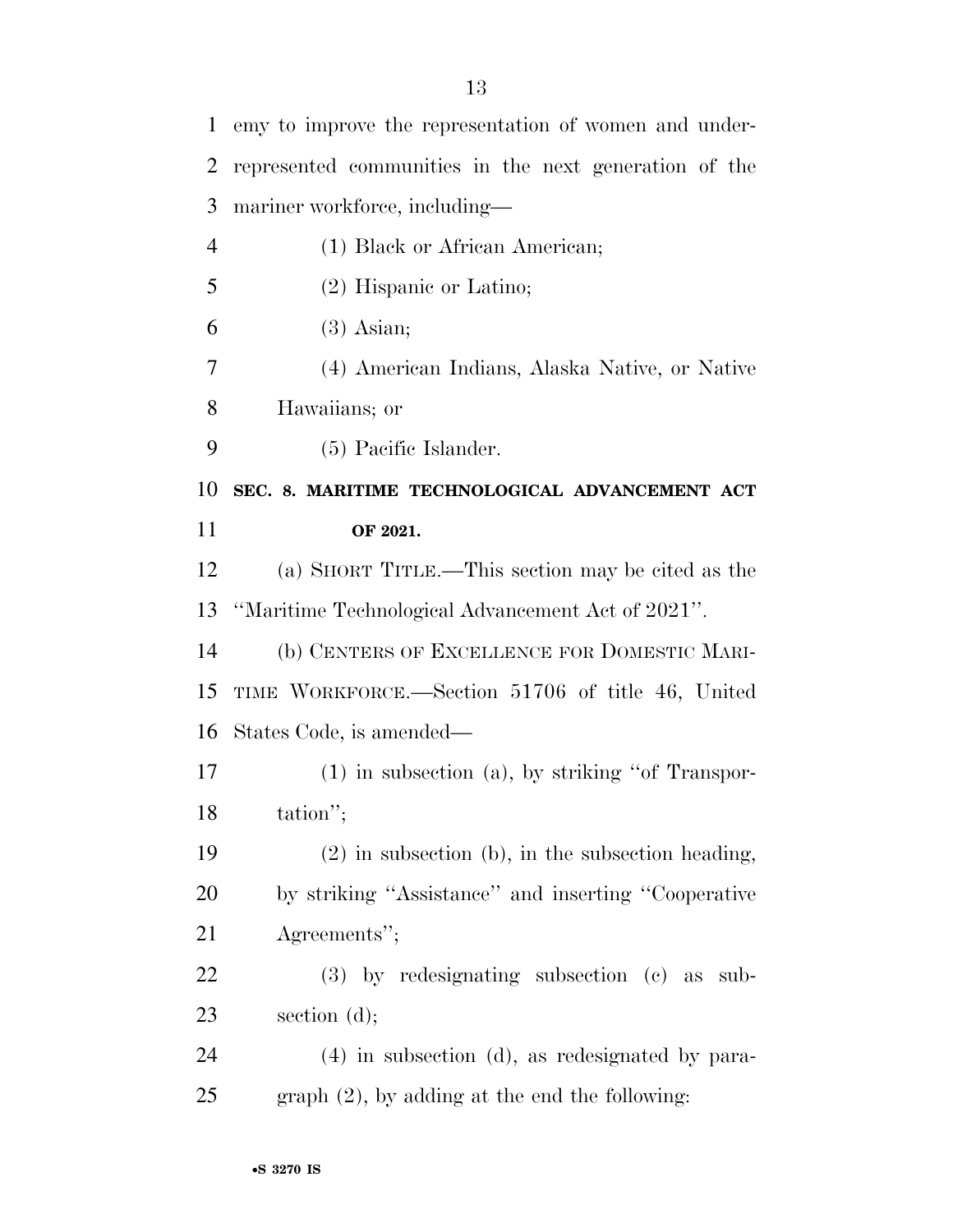emy to improve the representation of women and underrepresented communities in the next generation of the mariner workforce, including—

(1) Black or African American;

(2) Hispanic or Latino;

(3) Asian;

(4) American Indians, Alaska Native, or Native Hawaiians; or

(5) Pacific Islander.

**SEC. 8. MARITIME TECHNOLOGICAL ADVANCEMENT ACT OF 2021.**

(a) SHORT TITLE.—This section may be cited as the ''Maritime Technological Advancement Act of 2021''.

(b) CENTERS OF EXCELLENCE FOR DOMESTIC MARITIME WORKFORCE.—Section 51706 of title 46, United States Code, is amended—

(1) in subsection (a), by striking ''of Transportation'';

(2) in subsection (b), in the subsection heading, by striking ''Assistance'' and inserting ''Cooperative Agreements'';

(3) by redesignating subsection (c) as subsection (d);

(4) in subsection (d), as redesignated by paragraph (2), by adding at the end the following: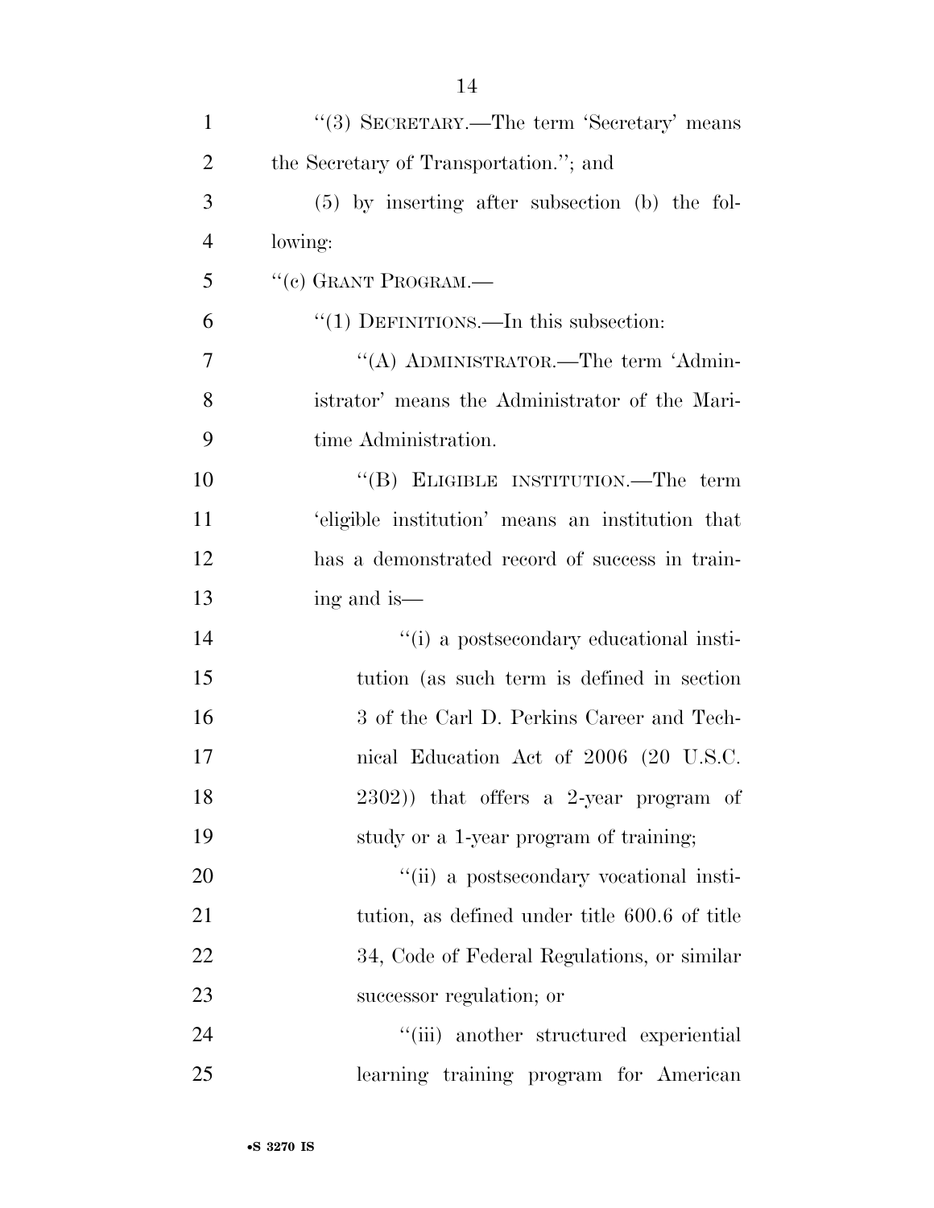"(3) SECRETARY.—The term 'Secretary' means the Secretary of Transportation."; and

(5) by inserting after subsection (b) the following:

"(c) GRANT PROGRAM.—

"(1) DEFINITIONS.—In this subsection:

"(A) ADMINISTRATOR.—The term 'Administrator' means the Administrator of the Maritime Administration.

"(B) ELIGIBLE INSTITUTION.—The term 'eligible institution' means an institution that has a demonstrated record of success in training and is—

"(i) a postsecondary educational institution (as such term is defined in section 3 of the Carl D. Perkins Career and Technical Education Act of 2006 (20 U.S.C. 2302)) that offers a 2-year program of study or a 1-year program of training;

"(ii) a postsecondary vocational institution, as defined under title 600.6 of title 34, Code of Federal Regulations, or similar successor regulation; or

"(iii) another structured experiential learning training program for American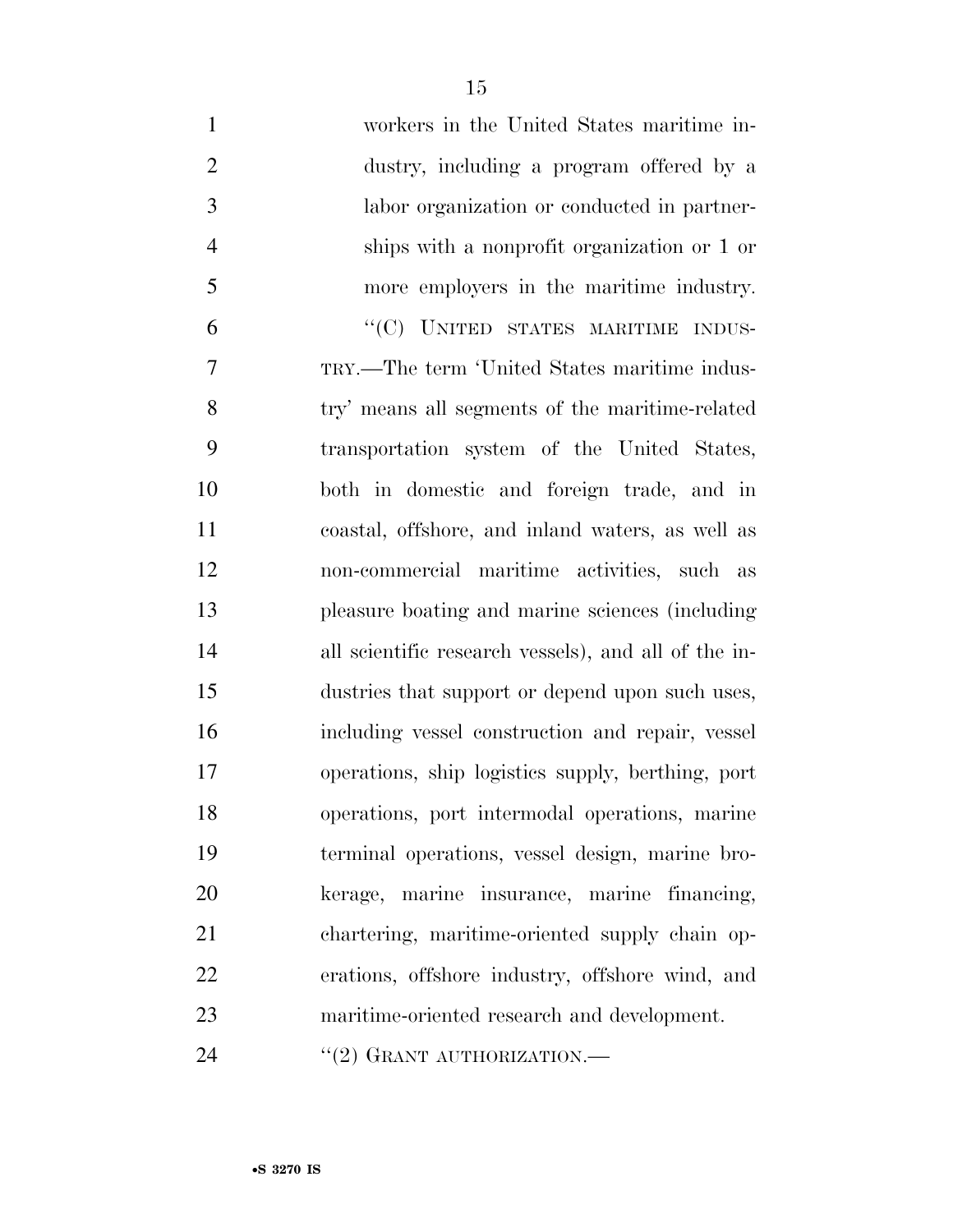workers in the United States maritime industry, including a program offered by a labor organization or conducted in partnerships with a nonprofit organization or 1 or more employers in the maritime industry.

"(C) UNITED STATES MARITIME INDUSTRY.—The term 'United States maritime industry' means all segments of the maritime-related transportation system of the United States, both in domestic and foreign trade, and in coastal, offshore, and inland waters, as well as non-commercial maritime activities, such as pleasure boating and marine sciences (including all scientific research vessels), and all of the industries that support or depend upon such uses, including vessel construction and repair, vessel operations, ship logistics supply, berthing, port operations, port intermodal operations, marine terminal operations, vessel design, marine brokerage, marine insurance, marine financing, chartering, maritime-oriented supply chain operations, offshore industry, offshore wind, and maritime-oriented research and development.

"(2) GRANT AUTHORIZATION.—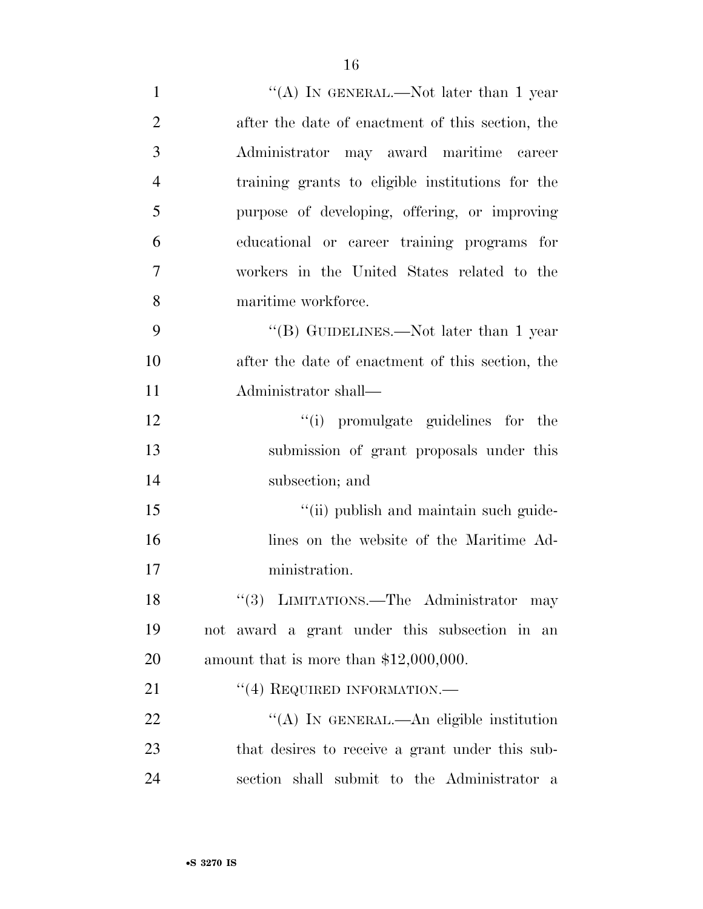"(A) IN GENERAL.—Not later than 1 year after the date of enactment of this section, the Administrator may award maritime career training grants to eligible institutions for the purpose of developing, offering, or improving educational or career training programs for workers in the United States related to the maritime workforce.

"(B) GUIDELINES.—Not later than 1 year after the date of enactment of this section, the Administrator shall—

"(i) promulgate guidelines for the submission of grant proposals under this subsection; and

"(ii) publish and maintain such guidelines on the website of the Maritime Administration.

"(3) LIMITATIONS.—The Administrator may not award a grant under this subsection in an amount that is more than $12,000,000.

"(4) REQUIRED INFORMATION.—

"(A) IN GENERAL.—An eligible institution that desires to receive a grant under this subsection shall submit to the Administrator a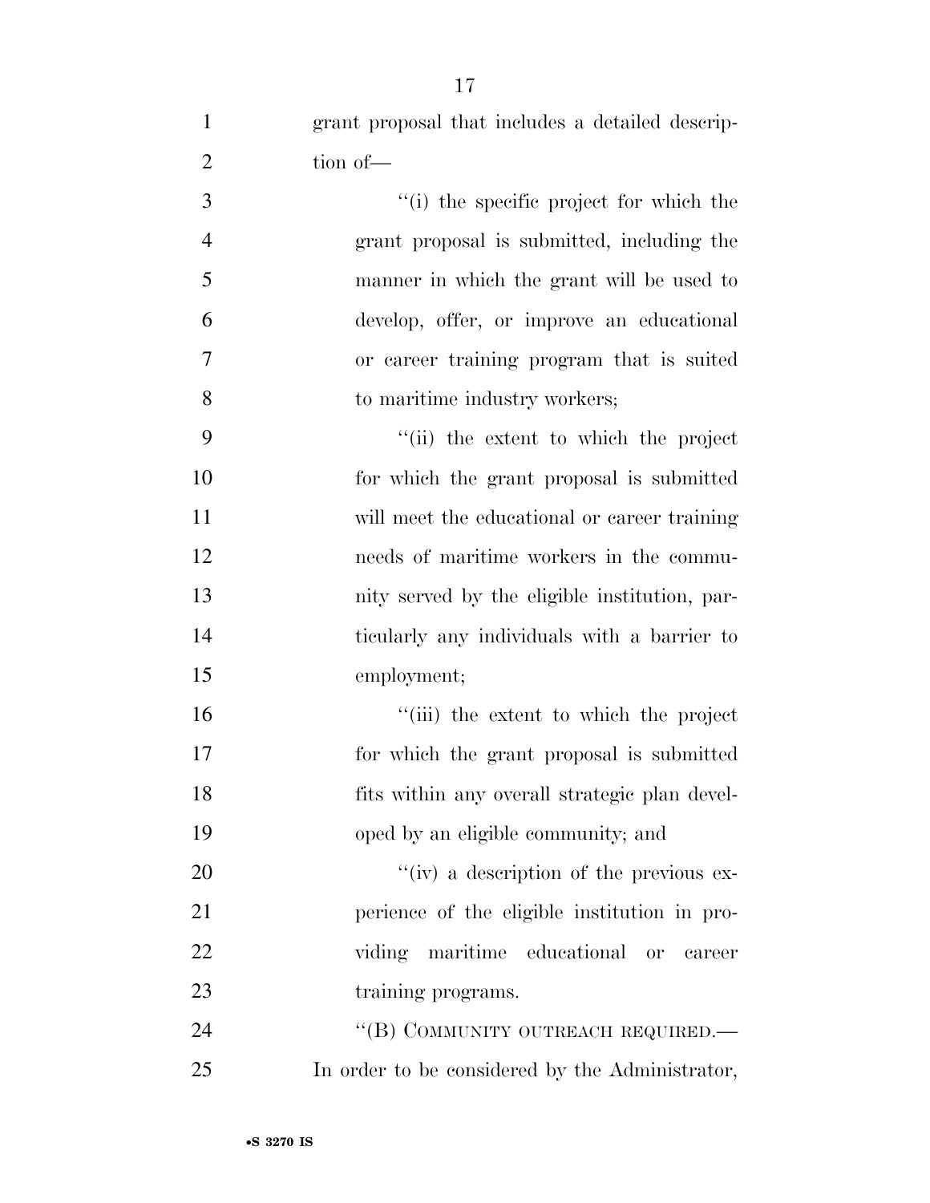grant proposal that includes a detailed description of—

''(i) the specific project for which the grant proposal is submitted, including the manner in which the grant will be used to develop, offer, or improve an educational or career training program that is suited to maritime industry workers;

''(ii) the extent to which the project for which the grant proposal is submitted will meet the educational or career training needs of maritime workers in the community served by the eligible institution, particularly any individuals with a barrier to employment;

''(iii) the extent to which the project for which the grant proposal is submitted fits within any overall strategic plan developed by an eligible community; and

''(iv) a description of the previous experience of the eligible institution in providing maritime educational or career training programs.

''(B) COMMUNITY OUTREACH REQUIRED.—In order to be considered by the Administrator,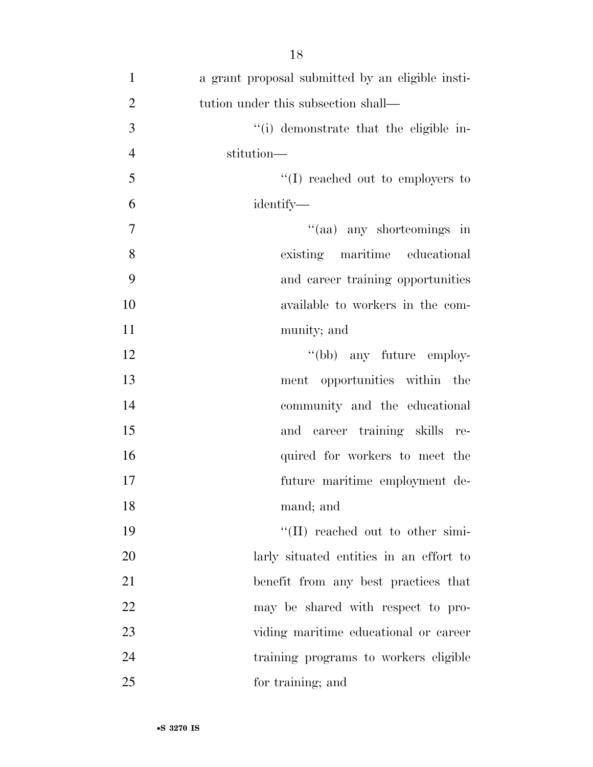a grant proposal submitted by an eligible institution under this subsection shall—

''(i) demonstrate that the eligible institution—

''(I) reached out to employers to identify—

''(aa) any shortcomings in existing maritime educational and career training opportunities available to workers in the community; and

''(bb) any future employment opportunities within the community and the educational and career training skills required for workers to meet the future maritime employment demand; and

''(II) reached out to other similarly situated entities in an effort to benefit from any best practices that may be shared with respect to providing maritime educational or career training programs to workers eligible for training; and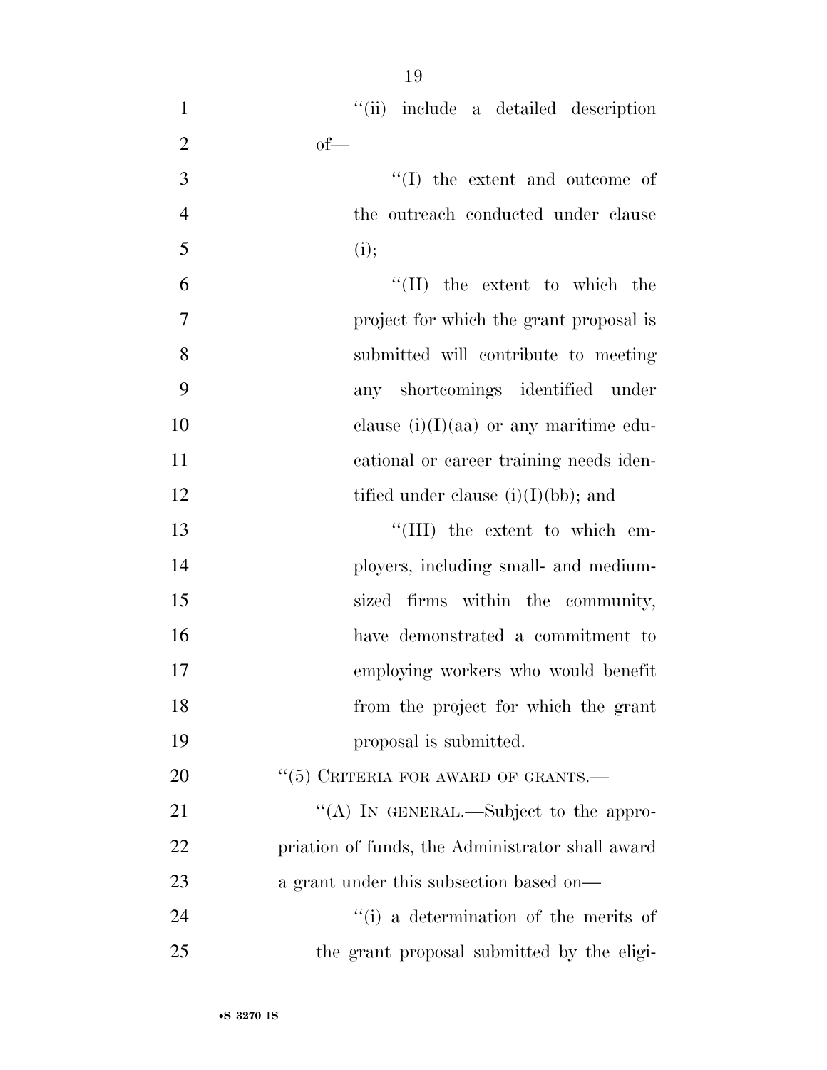"(ii) include a detailed description of—

"(I) the extent and outcome of the outreach conducted under clause (i);

"(II) the extent to which the project for which the grant proposal is submitted will contribute to meeting any shortcomings identified under clause (i)(I)(aa) or any maritime educational or career training needs identified under clause (i)(I)(bb); and

"(III) the extent to which employers, including small- and medium-sized firms within the community, have demonstrated a commitment to employing workers who would benefit from the project for which the grant proposal is submitted.

"(5) CRITERIA FOR AWARD OF GRANTS.—

"(A) IN GENERAL.—Subject to the appropriation of funds, the Administrator shall award a grant under this subsection based on—

"(i) a determination of the merits of the grant proposal submitted by the eligi-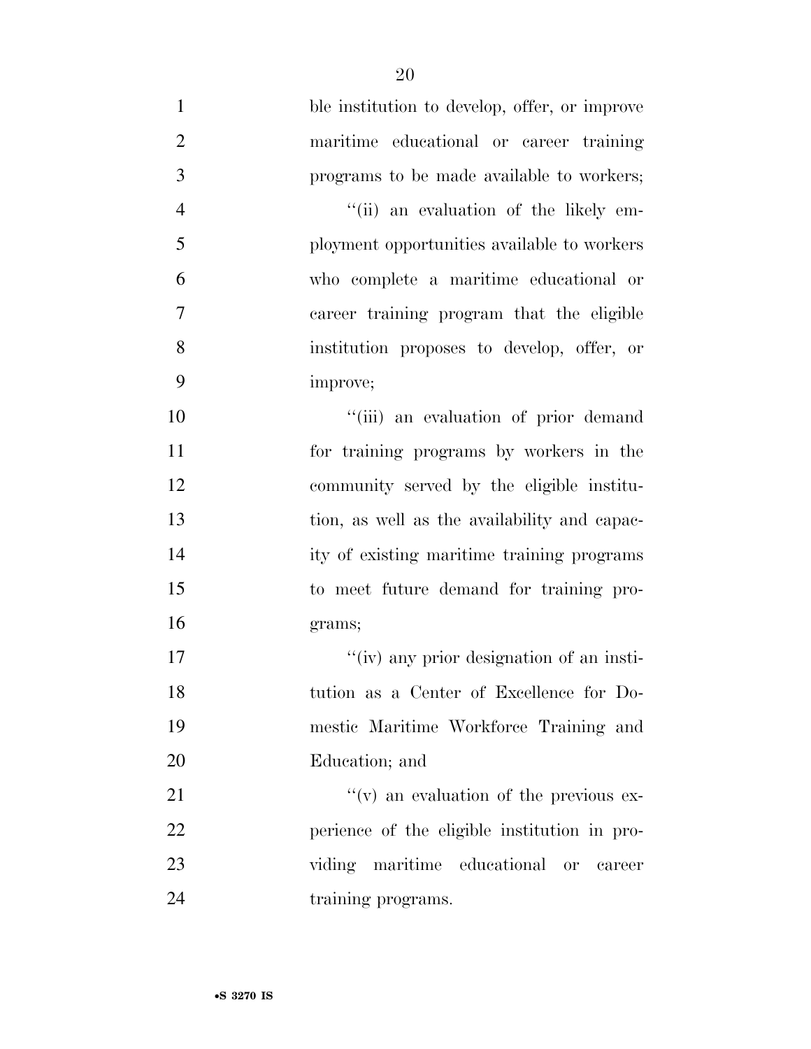ble institution to develop, offer, or improve maritime educational or career training programs to be made available to workers;

''(ii) an evaluation of the likely employment opportunities available to workers who complete a maritime educational or career training program that the eligible institution proposes to develop, offer, or improve;

''(iii) an evaluation of prior demand for training programs by workers in the community served by the eligible institution, as well as the availability and capacity of existing maritime training programs to meet future demand for training programs;

''(iv) any prior designation of an institution as a Center of Excellence for Domestic Maritime Workforce Training and Education; and

''(v) an evaluation of the previous experience of the eligible institution in providing maritime educational or career training programs.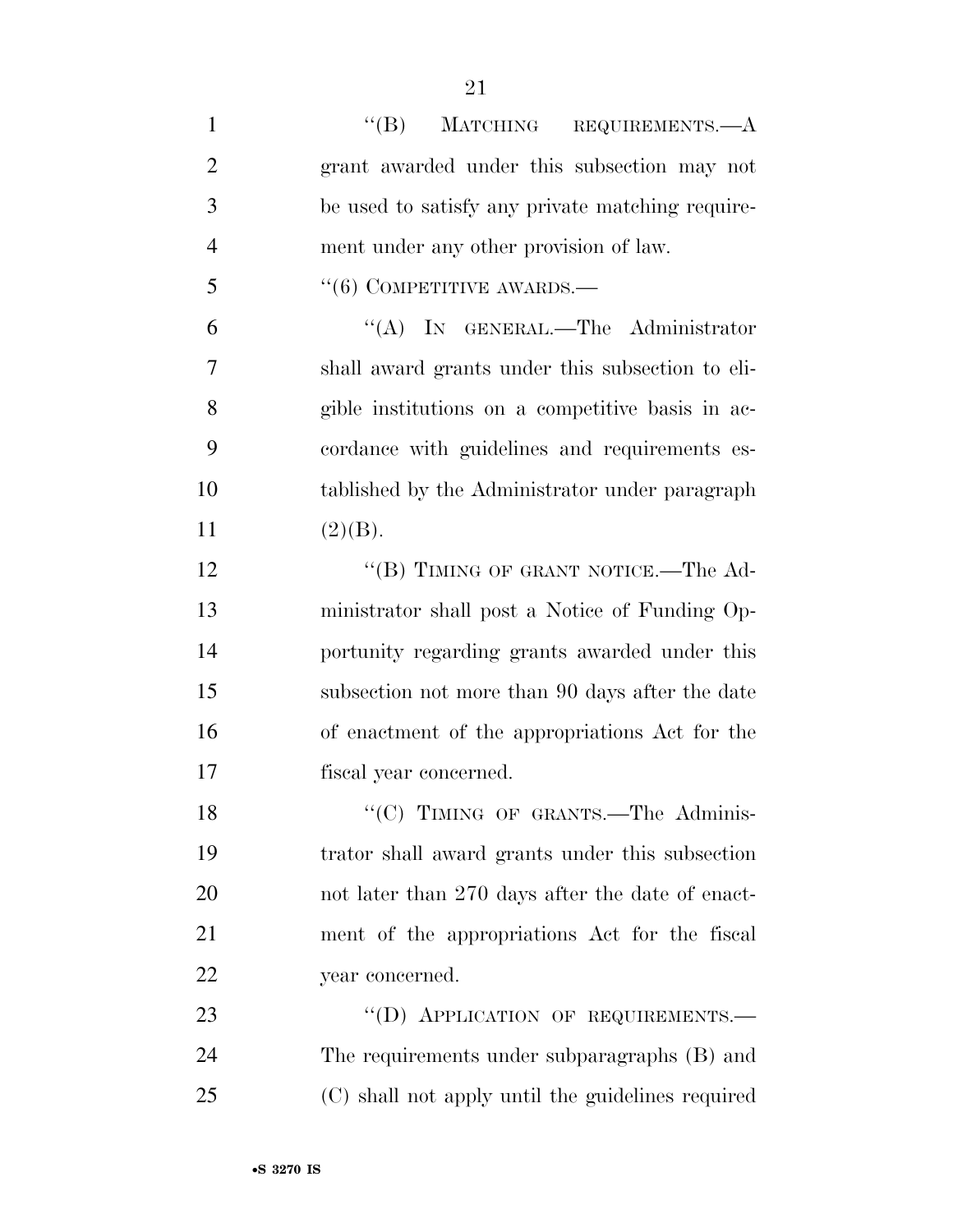"(B) MATCHING REQUIREMENTS.—A grant awarded under this subsection may not be used to satisfy any private matching requirement under any other provision of law.

"(6) COMPETITIVE AWARDS.—

"(A) IN GENERAL.—The Administrator shall award grants under this subsection to eligible institutions on a competitive basis in accordance with guidelines and requirements established by the Administrator under paragraph (2)(B).

"(B) TIMING OF GRANT NOTICE.—The Administrator shall post a Notice of Funding Opportunity regarding grants awarded under this subsection not more than 90 days after the date of enactment of the appropriations Act for the fiscal year concerned.

"(C) TIMING OF GRANTS.—The Administrator shall award grants under this subsection not later than 270 days after the date of enactment of the appropriations Act for the fiscal year concerned.

"(D) APPLICATION OF REQUIREMENTS.—The requirements under subparagraphs (B) and (C) shall not apply until the guidelines required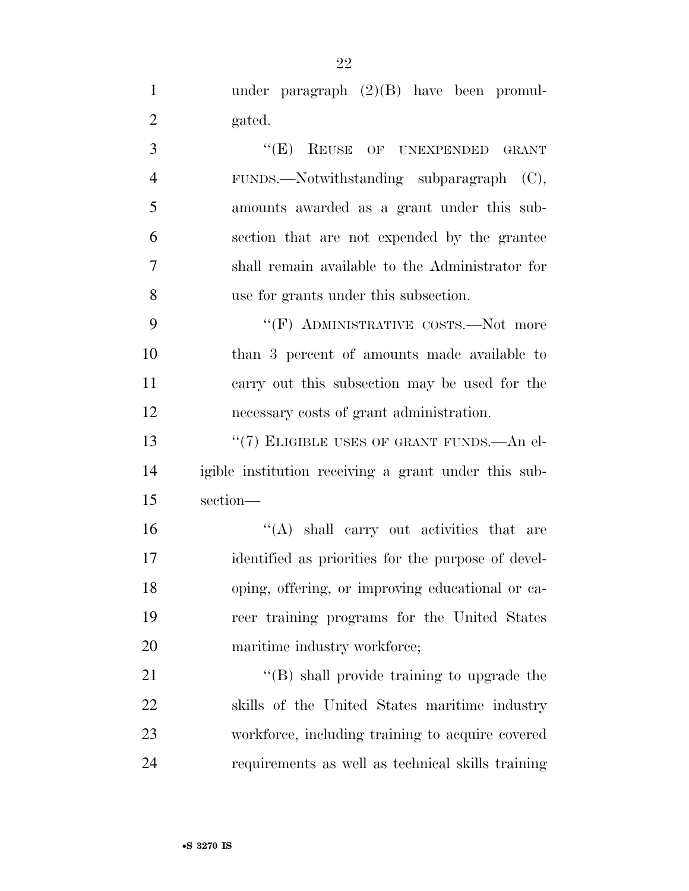under paragraph (2)(B) have been promulgated.

"(E) REUSE OF UNEXPENDED GRANT FUNDS.—Notwithstanding subparagraph (C), amounts awarded as a grant under this subsection that are not expended by the grantee shall remain available to the Administrator for use for grants under this subsection.

"(F) ADMINISTRATIVE COSTS.—Not more than 3 percent of amounts made available to carry out this subsection may be used for the necessary costs of grant administration.

"(7) ELIGIBLE USES OF GRANT FUNDS.—An eligible institution receiving a grant under this subsection—

"(A) shall carry out activities that are identified as priorities for the purpose of developing, offering, or improving educational or career training programs for the United States maritime industry workforce;

"(B) shall provide training to upgrade the skills of the United States maritime industry workforce, including training to acquire covered requirements as well as technical skills training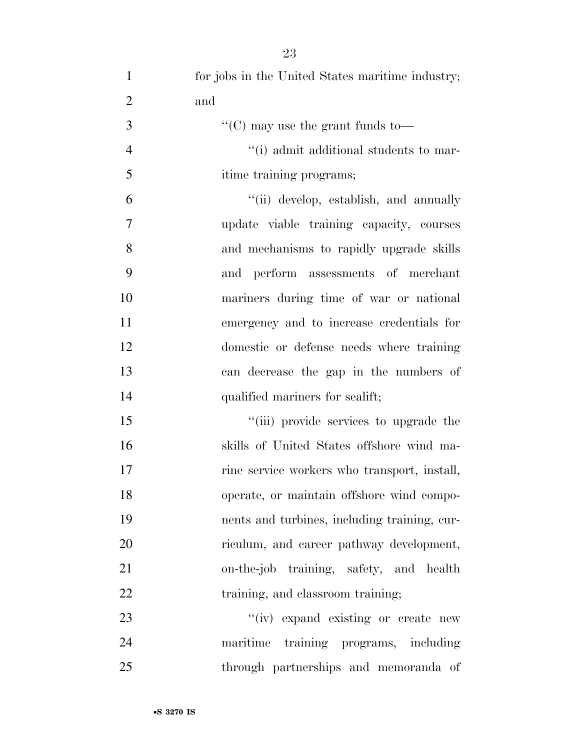for jobs in the United States maritime industry; and

''(C) may use the grant funds to—

''(i) admit additional students to maritime training programs;

''(ii) develop, establish, and annually update viable training capacity, courses and mechanisms to rapidly upgrade skills and perform assessments of merchant mariners during time of war or national emergency and to increase credentials for domestic or defense needs where training can decrease the gap in the numbers of qualified mariners for sealift;

''(iii) provide services to upgrade the skills of United States offshore wind marine service workers who transport, install, operate, or maintain offshore wind components and turbines, including training, curriculum, and career pathway development, on-the-job training, safety, and health training, and classroom training;

''(iv) expand existing or create new maritime training programs, including through partnerships and memoranda of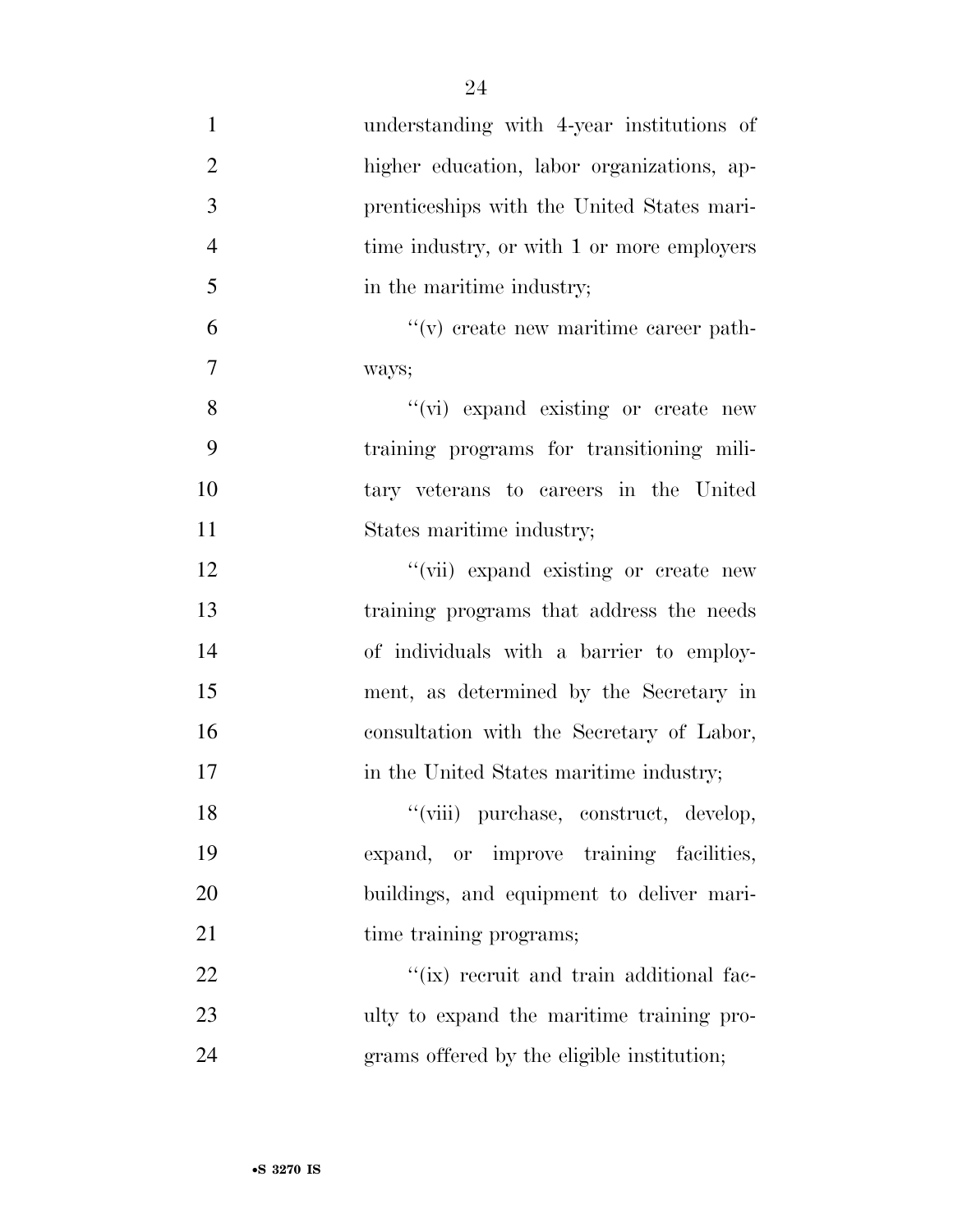understanding with 4-year institutions of higher education, labor organizations, apprenticeships with the United States maritime industry, or with 1 or more employers in the maritime industry;

"(v) create new maritime career pathways;

"(vi) expand existing or create new training programs for transitioning military veterans to careers in the United States maritime industry;

"(vii) expand existing or create new training programs that address the needs of individuals with a barrier to employment, as determined by the Secretary in consultation with the Secretary of Labor, in the United States maritime industry;

"(viii) purchase, construct, develop, expand, or improve training facilities, buildings, and equipment to deliver maritime training programs;

"(ix) recruit and train additional faculty to expand the maritime training programs offered by the eligible institution;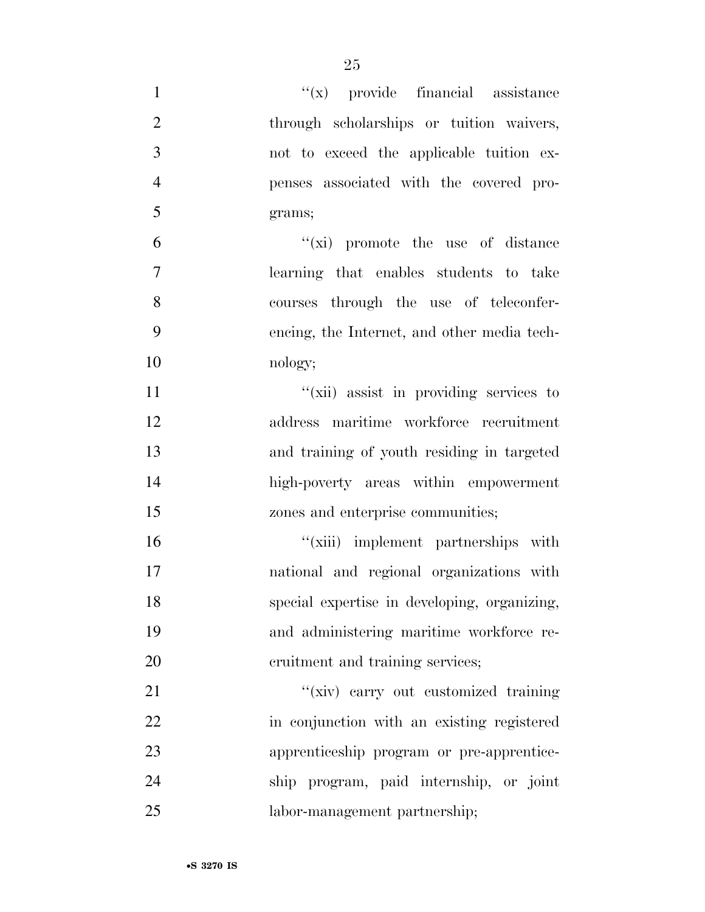''(x) provide financial assistance through scholarships or tuition waivers, not to exceed the applicable tuition expenses associated with the covered programs;

''(xi) promote the use of distance learning that enables students to take courses through the use of teleconferencing, the Internet, and other media technology;

''(xii) assist in providing services to address maritime workforce recruitment and training of youth residing in targeted high-poverty areas within empowerment zones and enterprise communities;

''(xiii) implement partnerships with national and regional organizations with special expertise in developing, organizing, and administering maritime workforce recruitment and training services;

''(xiv) carry out customized training in conjunction with an existing registered apprenticeship program or pre-apprenticeship program, paid internship, or joint labor-management partnership;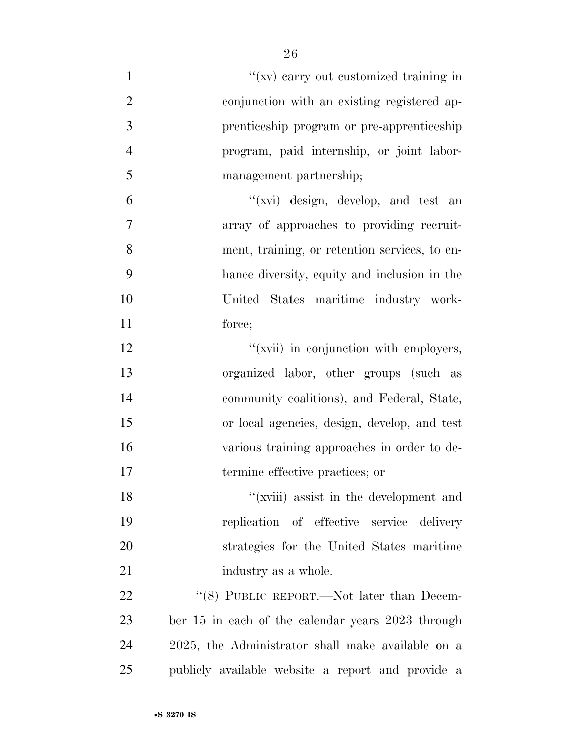''(xv) carry out customized training in conjunction with an existing registered apprenticeship program or pre-apprenticeship program, paid internship, or joint labor-management partnership;

''(xvi) design, develop, and test an array of approaches to providing recruitment, training, or retention services, to enhance diversity, equity and inclusion in the United States maritime industry workforce;

''(xvii) in conjunction with employers, organized labor, other groups (such as community coalitions), and Federal, State, or local agencies, design, develop, and test various training approaches in order to determine effective practices; or

''(xviii) assist in the development and replication of effective service delivery strategies for the United States maritime industry as a whole.

''(8) PUBLIC REPORT.—Not later than December 15 in each of the calendar years 2023 through 2025, the Administrator shall make available on a publicly available website a report and provide a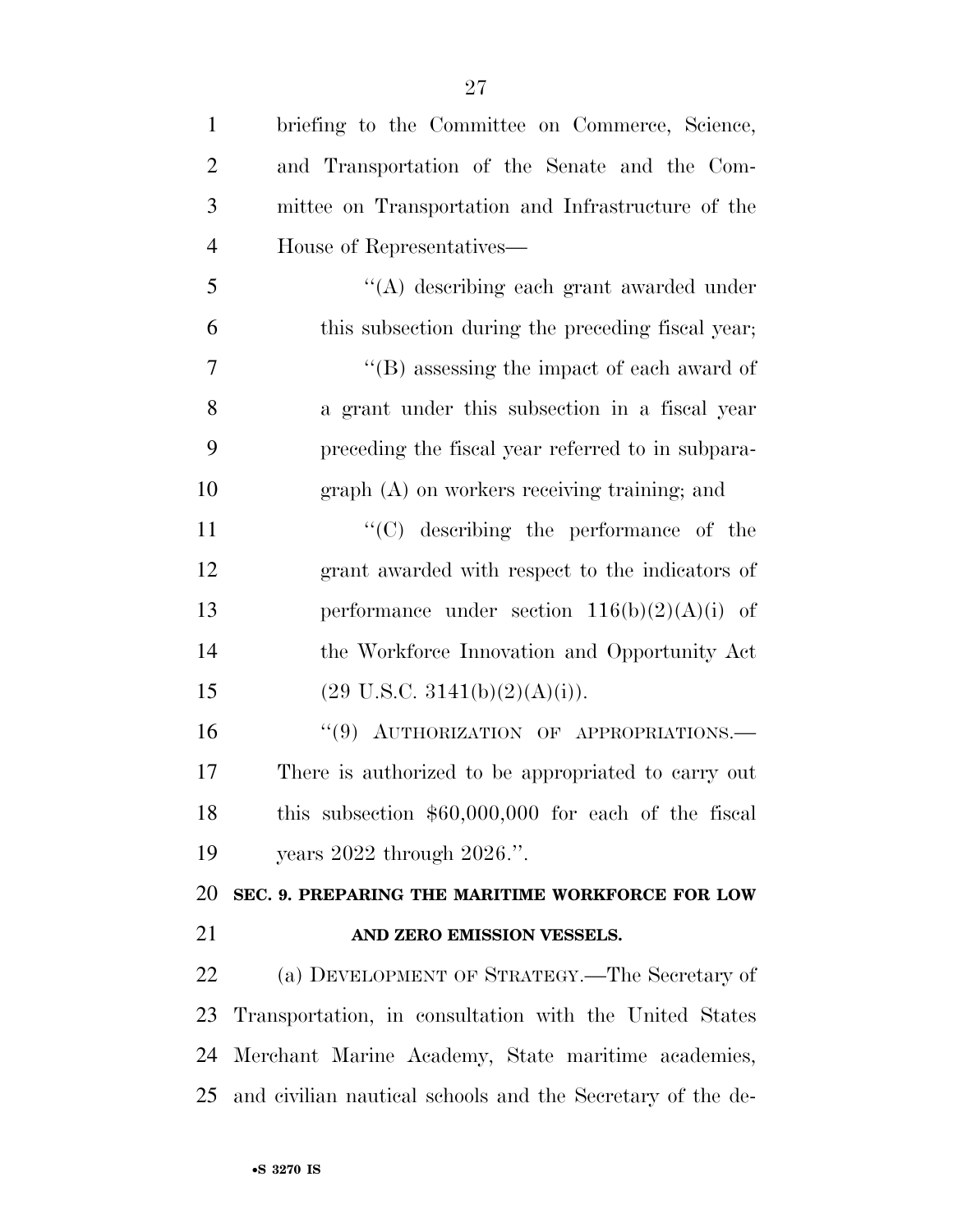briefing to the Committee on Commerce, Science, and Transportation of the Senate and the Committee on Transportation and Infrastructure of the House of Representatives—

''(A) describing each grant awarded under this subsection during the preceding fiscal year;

''(B) assessing the impact of each award of a grant under this subsection in a fiscal year preceding the fiscal year referred to in subparagraph (A) on workers receiving training; and

''(C) describing the performance of the grant awarded with respect to the indicators of performance under section 116(b)(2)(A)(i) of the Workforce Innovation and Opportunity Act (29 U.S.C. 3141(b)(2)(A)(i)).

''(9) AUTHORIZATION OF APPROPRIATIONS.— There is authorized to be appropriated to carry out this subsection $60,000,000 for each of the fiscal years 2022 through 2026.''.

## SEC. 9. PREPARING THE MARITIME WORKFORCE FOR LOW AND ZERO EMISSION VESSELS.

(a) DEVELOPMENT OF STRATEGY.—The Secretary of Transportation, in consultation with the United States Merchant Marine Academy, State maritime academies, and civilian nautical schools and the Secretary of the de-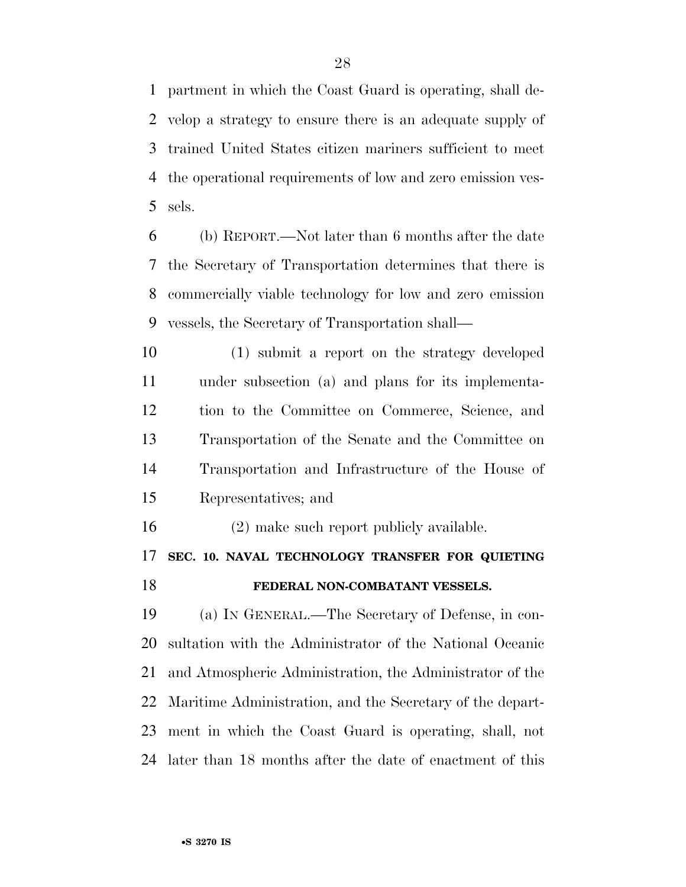partment in which the Coast Guard is operating, shall develop a strategy to ensure there is an adequate supply of trained United States citizen mariners sufficient to meet the operational requirements of low and zero emission vessels.

(b) REPORT.—Not later than 6 months after the date the Secretary of Transportation determines that there is commercially viable technology for low and zero emission vessels, the Secretary of Transportation shall—

(1) submit a report on the strategy developed under subsection (a) and plans for its implementation to the Committee on Commerce, Science, and Transportation of the Senate and the Committee on Transportation and Infrastructure of the House of Representatives; and

(2) make such report publicly available.

**SEC. 10. NAVAL TECHNOLOGY TRANSFER FOR QUIETING FEDERAL NON-COMBATANT VESSELS.**

(a) IN GENERAL.—The Secretary of Defense, in consultation with the Administrator of the National Oceanic and Atmospheric Administration, the Administrator of the Maritime Administration, and the Secretary of the department in which the Coast Guard is operating, shall, not later than 18 months after the date of enactment of this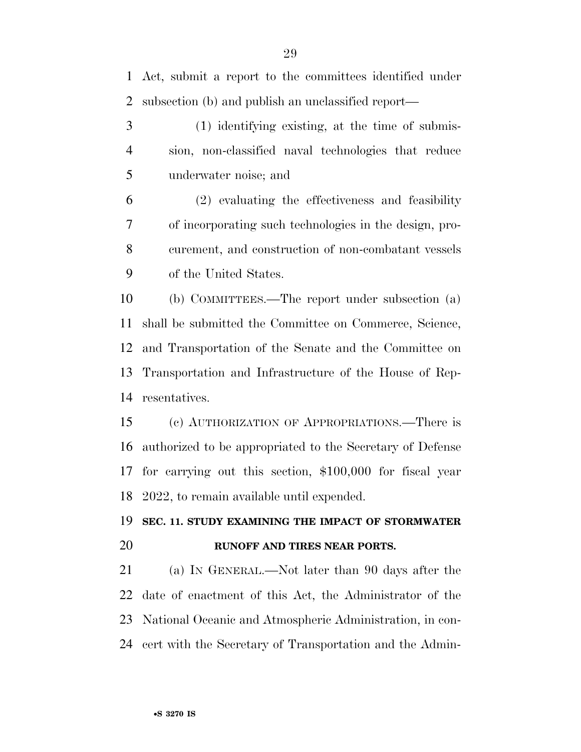Act, submit a report to the committees identified under subsection (b) and publish an unclassified report—

(1) identifying existing, at the time of submission, non-classified naval technologies that reduce underwater noise; and

(2) evaluating the effectiveness and feasibility of incorporating such technologies in the design, procurement, and construction of non-combatant vessels of the United States.

(b) COMMITTEES.—The report under subsection (a) shall be submitted the Committee on Commerce, Science, and Transportation of the Senate and the Committee on Transportation and Infrastructure of the House of Representatives.

(c) AUTHORIZATION OF APPROPRIATIONS.—There is authorized to be appropriated to the Secretary of Defense for carrying out this section, $100,000 for fiscal year 2022, to remain available until expended.

## SEC. 11. STUDY EXAMINING THE IMPACT OF STORMWATER RUNOFF AND TIRES NEAR PORTS.

(a) IN GENERAL.—Not later than 90 days after the date of enactment of this Act, the Administrator of the National Oceanic and Atmospheric Administration, in concert with the Secretary of Transportation and the Admin-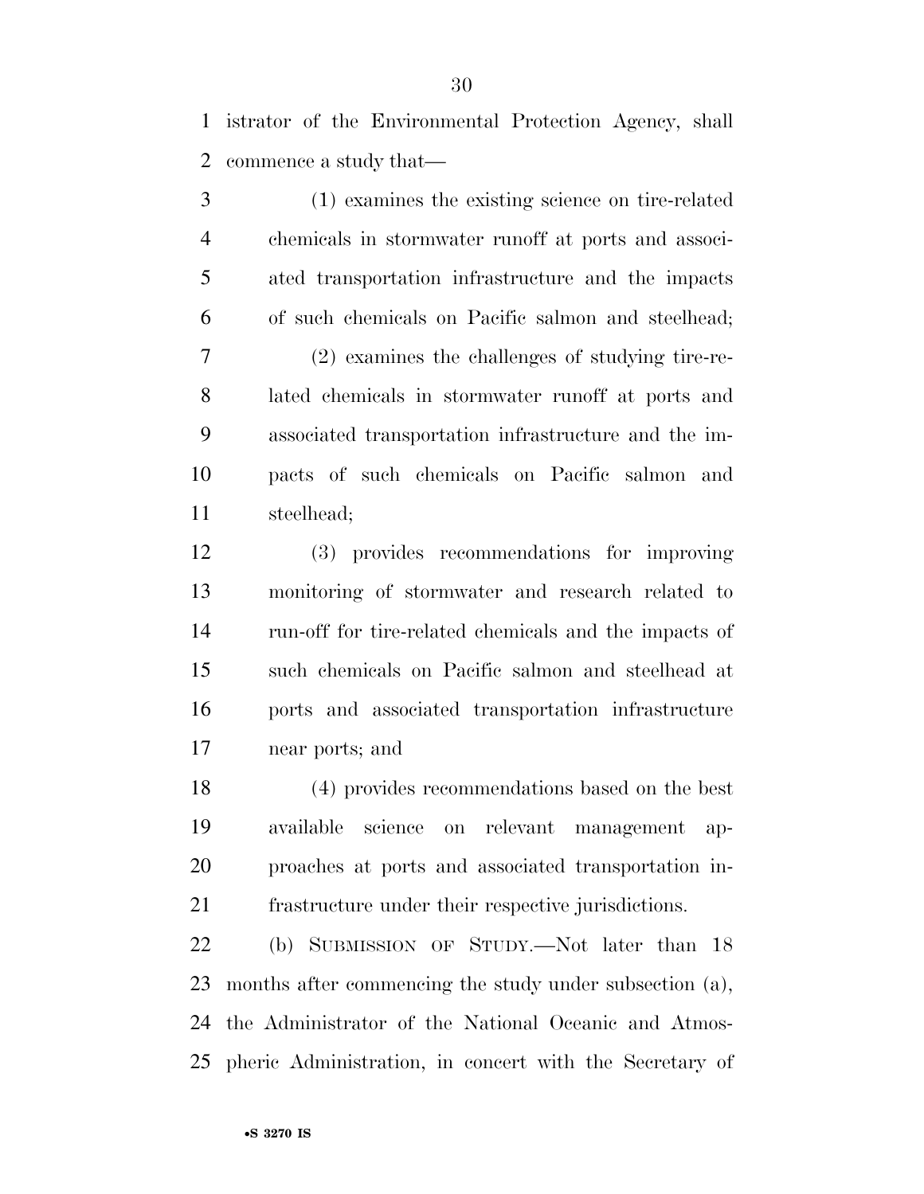istrator of the Environmental Protection Agency, shall commence a study that—

(1) examines the existing science on tire-related chemicals in stormwater runoff at ports and associated transportation infrastructure and the impacts of such chemicals on Pacific salmon and steelhead;

(2) examines the challenges of studying tire-related chemicals in stormwater runoff at ports and associated transportation infrastructure and the impacts of such chemicals on Pacific salmon and steelhead;

(3) provides recommendations for improving monitoring of stormwater and research related to run-off for tire-related chemicals and the impacts of such chemicals on Pacific salmon and steelhead at ports and associated transportation infrastructure near ports; and

(4) provides recommendations based on the best available science on relevant management approaches at ports and associated transportation infrastructure under their respective jurisdictions.

(b) SUBMISSION OF STUDY.—Not later than 18 months after commencing the study under subsection (a), the Administrator of the National Oceanic and Atmospheric Administration, in concert with the Secretary of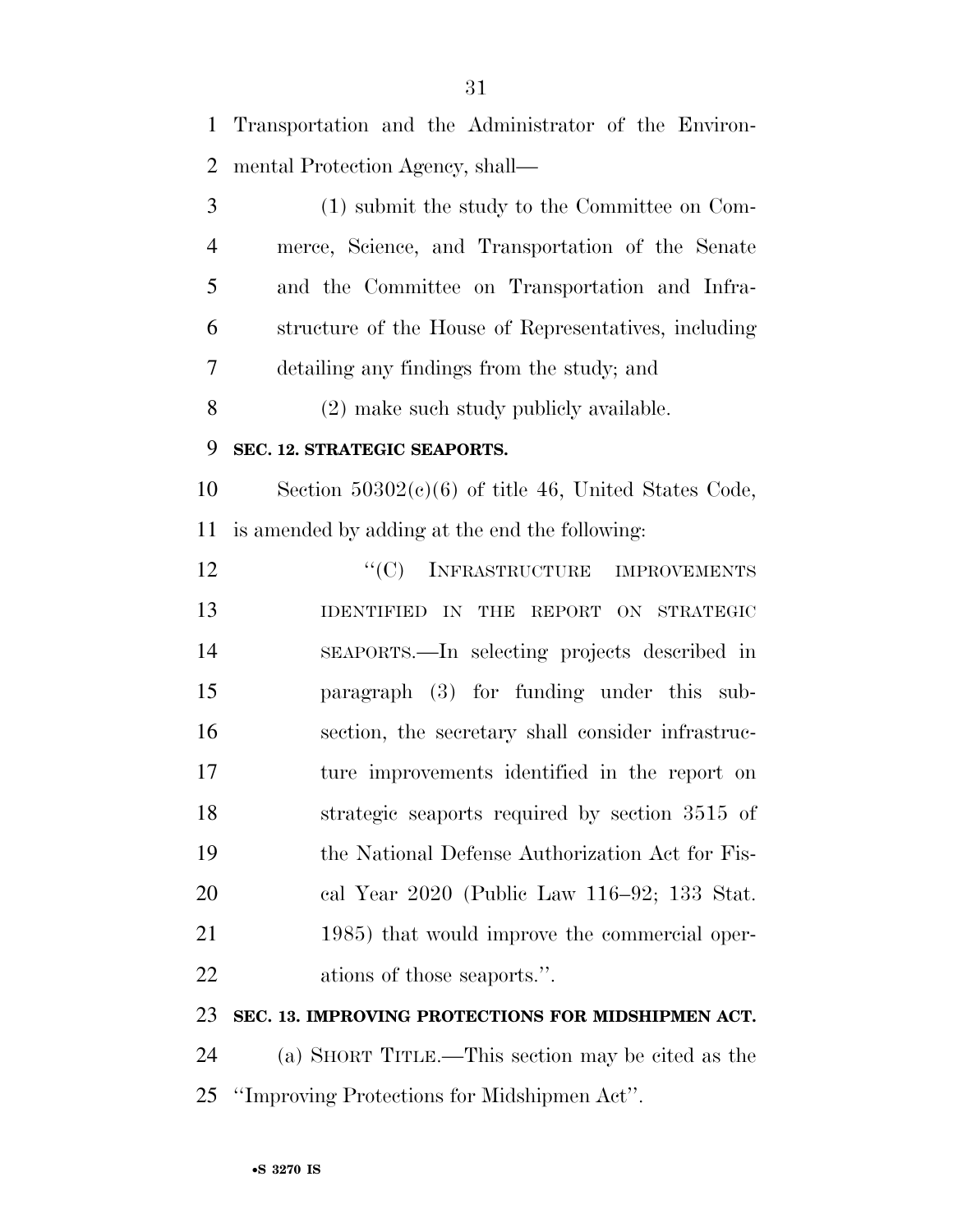Transportation and the Administrator of the Environmental Protection Agency, shall—

(1) submit the study to the Committee on Commerce, Science, and Transportation of the Senate and the Committee on Transportation and Infrastructure of the House of Representatives, including detailing any findings from the study; and

(2) make such study publicly available.

**SEC. 12. STRATEGIC SEAPORTS.**

Section 50302(c)(6) of title 46, United States Code, is amended by adding at the end the following:

''(C) INFRASTRUCTURE IMPROVEMENTS IDENTIFIED IN THE REPORT ON STRATEGIC SEAPORTS.—In selecting projects described in paragraph (3) for funding under this subsection, the secretary shall consider infrastructure improvements identified in the report on strategic seaports required by section 3515 of the National Defense Authorization Act for Fiscal Year 2020 (Public Law 116–92; 133 Stat. 1985) that would improve the commercial operations of those seaports.''.

**SEC. 13. IMPROVING PROTECTIONS FOR MIDSHIPMEN ACT.**

(a) SHORT TITLE.—This section may be cited as the ''Improving Protections for Midshipmen Act''.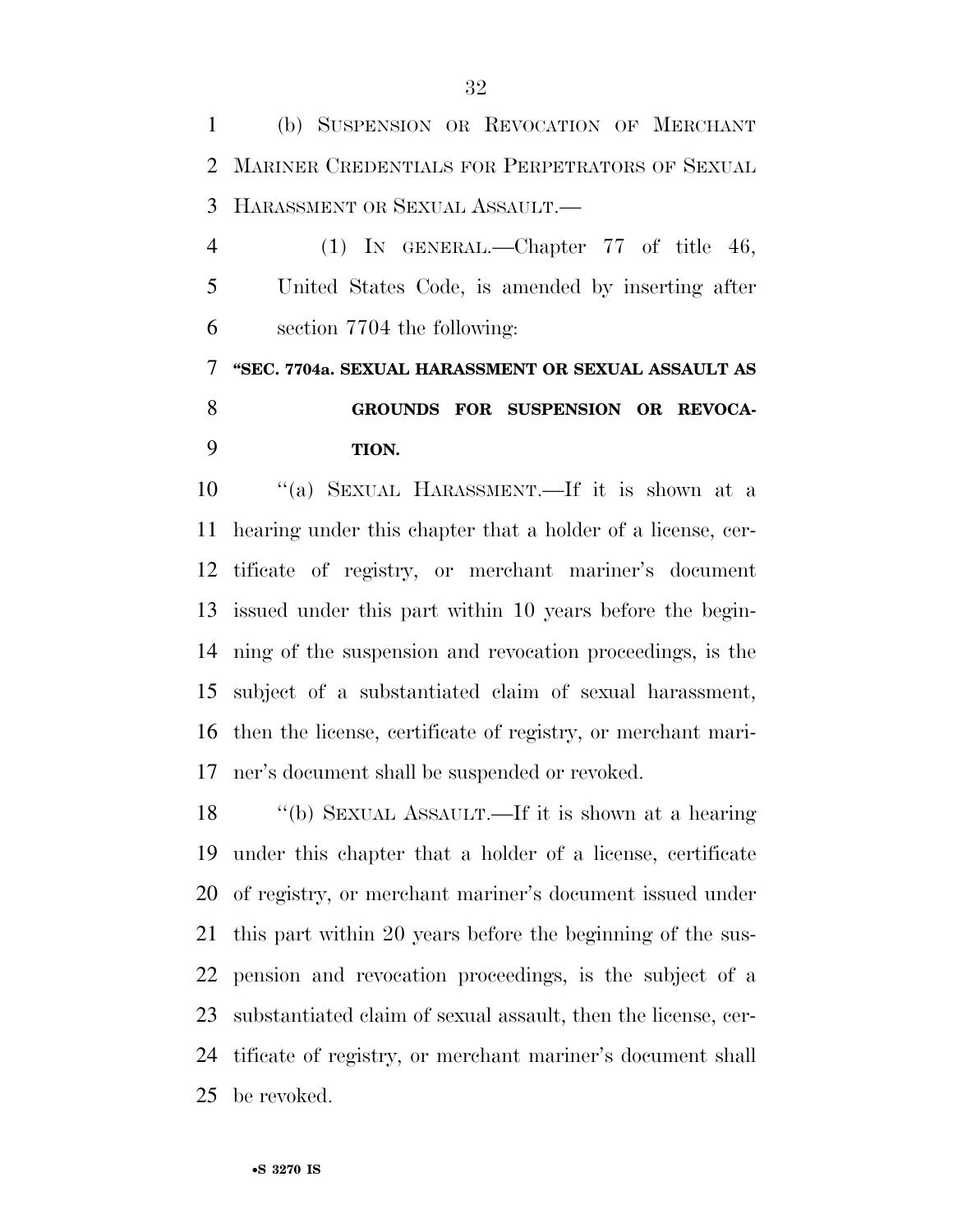(b) SUSPENSION OR REVOCATION OF MERCHANT MARINER CREDENTIALS FOR PERPETRATORS OF SEXUAL HARASSMENT OR SEXUAL ASSAULT.—

(1) IN GENERAL.—Chapter 77 of title 46, United States Code, is amended by inserting after section 7704 the following:

**"SEC. 7704a. SEXUAL HARASSMENT OR SEXUAL ASSAULT AS GROUNDS FOR SUSPENSION OR REVOCATION.**

"(a) SEXUAL HARASSMENT.—If it is shown at a hearing under this chapter that a holder of a license, certificate of registry, or merchant mariner's document issued under this part within 10 years before the beginning of the suspension and revocation proceedings, is the subject of a substantiated claim of sexual harassment, then the license, certificate of registry, or merchant mariner's document shall be suspended or revoked.

"(b) SEXUAL ASSAULT.—If it is shown at a hearing under this chapter that a holder of a license, certificate of registry, or merchant mariner's document issued under this part within 20 years before the beginning of the suspension and revocation proceedings, is the subject of a substantiated claim of sexual assault, then the license, certificate of registry, or merchant mariner's document shall be revoked.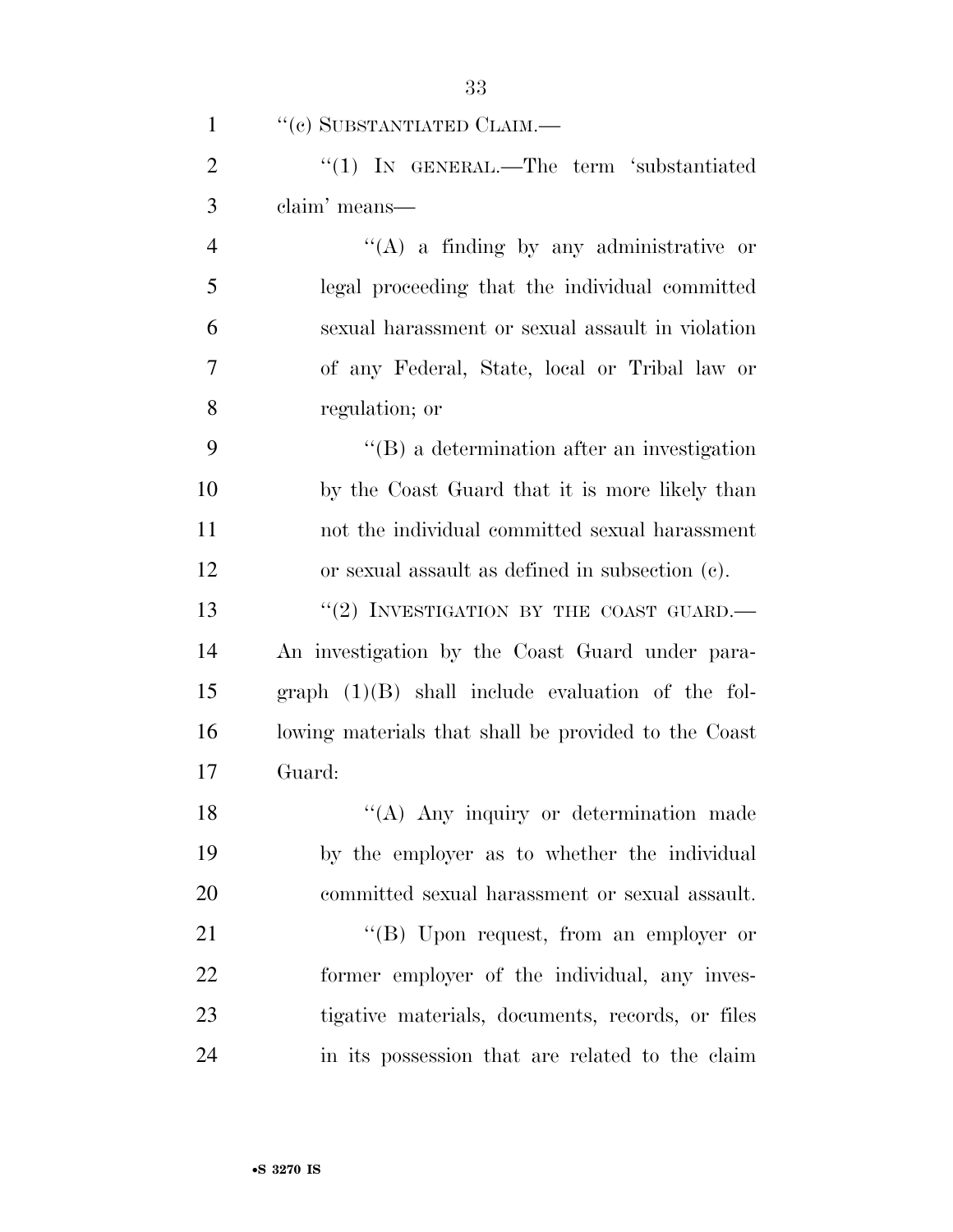"(c) SUBSTANTIATED CLAIM.—

"(1) IN GENERAL.—The term 'substantiated claim' means—

"(A) a finding by any administrative or legal proceeding that the individual committed sexual harassment or sexual assault in violation of any Federal, State, local or Tribal law or regulation; or

"(B) a determination after an investigation by the Coast Guard that it is more likely than not the individual committed sexual harassment or sexual assault as defined in subsection (c).

"(2) INVESTIGATION BY THE COAST GUARD.— An investigation by the Coast Guard under paragraph (1)(B) shall include evaluation of the following materials that shall be provided to the Coast Guard:

"(A) Any inquiry or determination made by the employer as to whether the individual committed sexual harassment or sexual assault.

"(B) Upon request, from an employer or former employer of the individual, any investigative materials, documents, records, or files in its possession that are related to the claim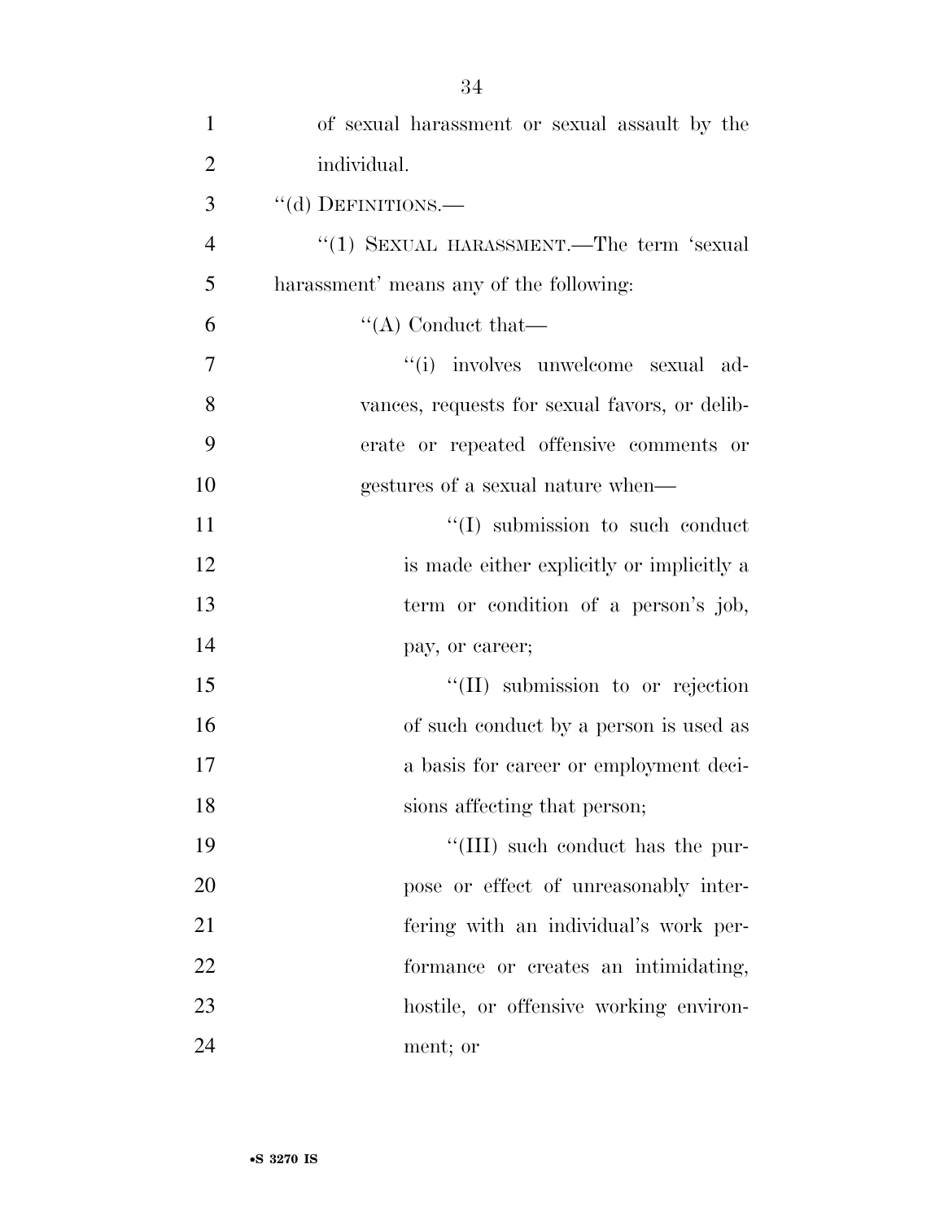of sexual harassment or sexual assault by the individual.

''(d) DEFINITIONS.—

''(1) SEXUAL HARASSMENT.—The term 'sexual harassment' means any of the following:

''(A) Conduct that—

''(i) involves unwelcome sexual advances, requests for sexual favors, or deliberate or repeated offensive comments or gestures of a sexual nature when—

''(I) submission to such conduct is made either explicitly or implicitly a term or condition of a person's job, pay, or career;

''(II) submission to or rejection of such conduct by a person is used as a basis for career or employment decisions affecting that person;

''(III) such conduct has the purpose or effect of unreasonably interfering with an individual's work performance or creates an intimidating, hostile, or offensive working environment; or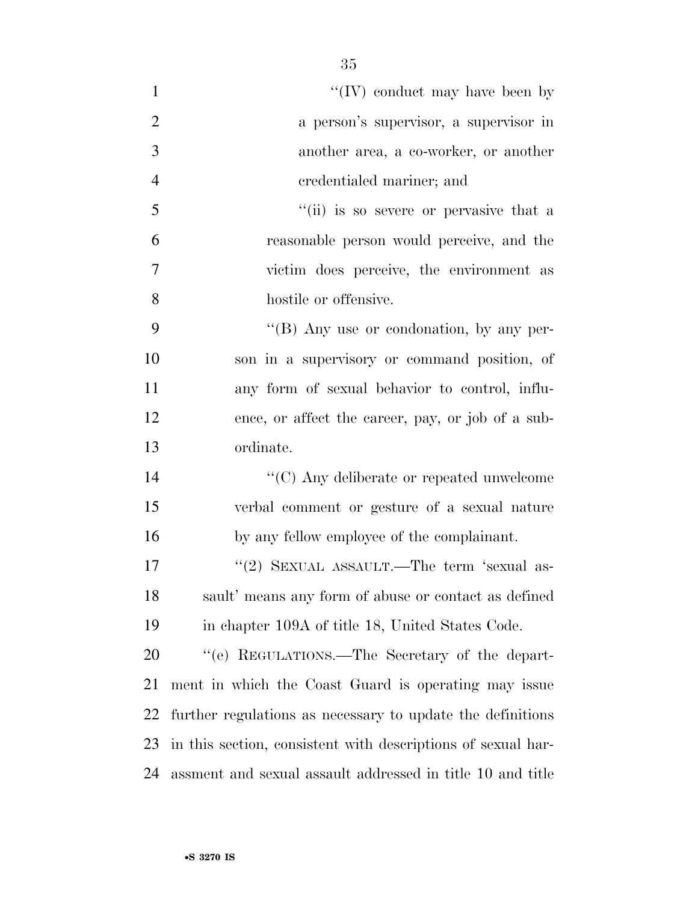"(IV) conduct may have been by a person's supervisor, a supervisor in another area, a co-worker, or another credentialed mariner; and

"(ii) is so severe or pervasive that a reasonable person would perceive, and the victim does perceive, the environment as hostile or offensive.

"(B) Any use or condonation, by any person in a supervisory or command position, of any form of sexual behavior to control, influence, or affect the career, pay, or job of a subordinate.

"(C) Any deliberate or repeated unwelcome verbal comment or gesture of a sexual nature by any fellow employee of the complainant.

"(2) SEXUAL ASSAULT.—The term 'sexual assault' means any form of abuse or contact as defined in chapter 109A of title 18, United States Code.

"(e) REGULATIONS.—The Secretary of the department in which the Coast Guard is operating may issue further regulations as necessary to update the definitions in this section, consistent with descriptions of sexual harassment and sexual assault addressed in title 10 and title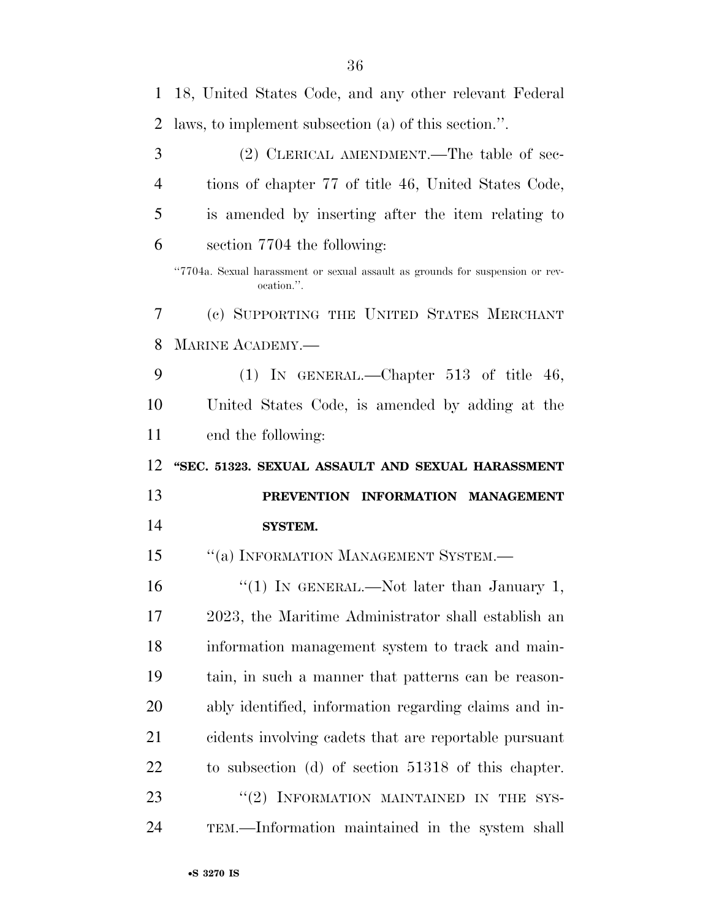18, United States Code, and any other relevant Federal laws, to implement subsection (a) of this section.''.

(2) CLERICAL AMENDMENT.—The table of sections of chapter 77 of title 46, United States Code, is amended by inserting after the item relating to section 7704 the following:

''7704a. Sexual harassment or sexual assault as grounds for suspension or revocation.''.

(c) SUPPORTING THE UNITED STATES MERCHANT MARINE ACADEMY.—

(1) IN GENERAL.—Chapter 513 of title 46, United States Code, is amended by adding at the end the following:

**''SEC. 51323. SEXUAL ASSAULT AND SEXUAL HARASSMENT PREVENTION INFORMATION MANAGEMENT SYSTEM.**

''(a) INFORMATION MANAGEMENT SYSTEM.—

''(1) IN GENERAL.—Not later than January 1, 2023, the Maritime Administrator shall establish an information management system to track and maintain, in such a manner that patterns can be reasonably identified, information regarding claims and incidents involving cadets that are reportable pursuant to subsection (d) of section 51318 of this chapter.

''(2) INFORMATION MAINTAINED IN THE SYSTEM.—Information maintained in the system shall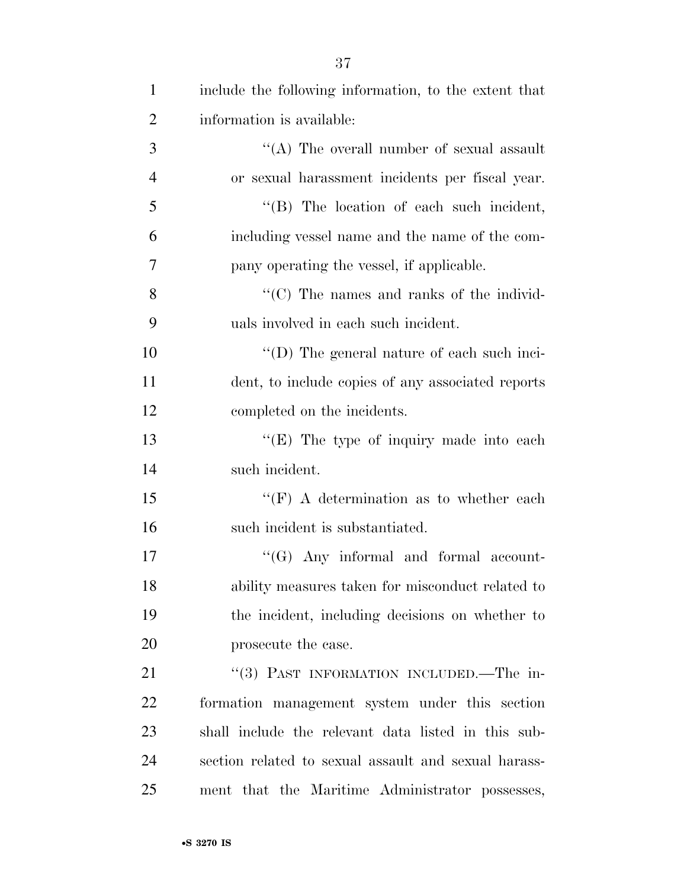include the following information, to the extent that information is available:

''(A) The overall number of sexual assault or sexual harassment incidents per fiscal year.

''(B) The location of each such incident, including vessel name and the name of the company operating the vessel, if applicable.

''(C) The names and ranks of the individuals involved in each such incident.

''(D) The general nature of each such incident, to include copies of any associated reports completed on the incidents.

''(E) The type of inquiry made into each such incident.

''(F) A determination as to whether each such incident is substantiated.

''(G) Any informal and formal accountability measures taken for misconduct related to the incident, including decisions on whether to prosecute the case.

''(3) PAST INFORMATION INCLUDED.—The information management system under this section shall include the relevant data listed in this subsection related to sexual assault and sexual harassment that the Maritime Administrator possesses,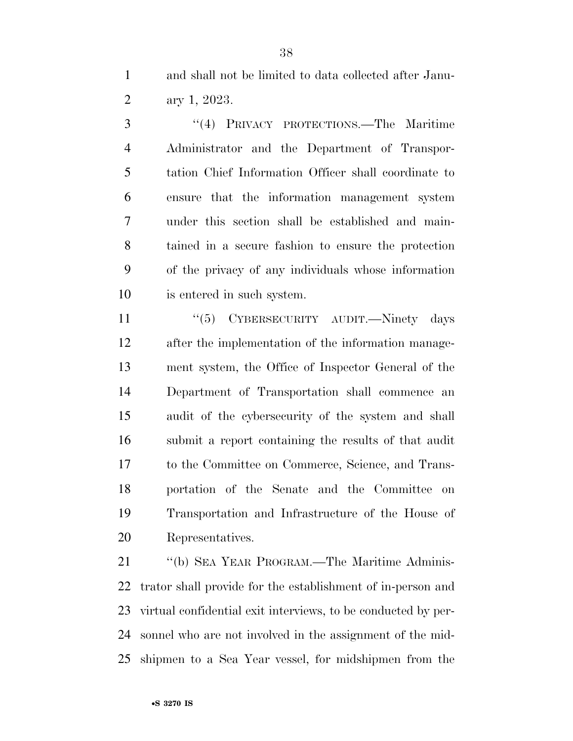and shall not be limited to data collected after January 1, 2023.

"(4) PRIVACY PROTECTIONS.—The Maritime Administrator and the Department of Transportation Chief Information Officer shall coordinate to ensure that the information management system under this section shall be established and maintained in a secure fashion to ensure the protection of the privacy of any individuals whose information is entered in such system.

"(5) CYBERSECURITY AUDIT.—Ninety days after the implementation of the information management system, the Office of Inspector General of the Department of Transportation shall commence an audit of the cybersecurity of the system and shall submit a report containing the results of that audit to the Committee on Commerce, Science, and Transportation of the Senate and the Committee on Transportation and Infrastructure of the House of Representatives.

"(b) SEA YEAR PROGRAM.—The Maritime Administrator shall provide for the establishment of in-person and virtual confidential exit interviews, to be conducted by personnel who are not involved in the assignment of the midshipmen to a Sea Year vessel, for midshipmen from the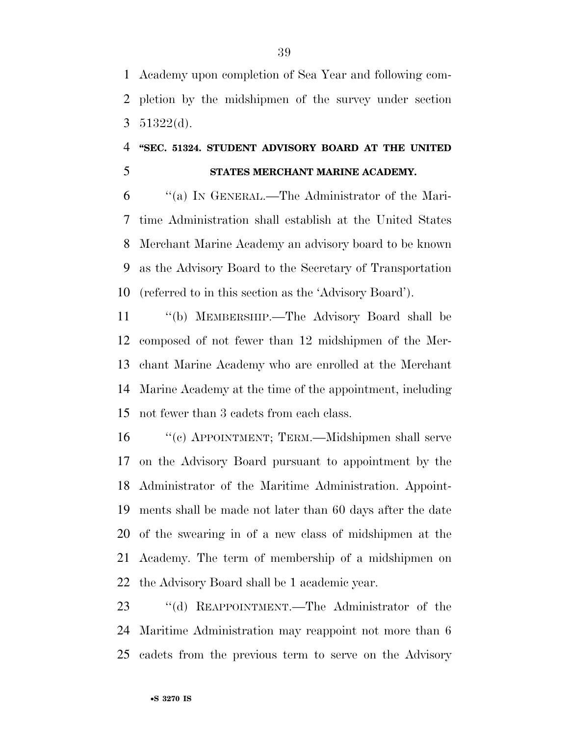Academy upon completion of Sea Year and following completion by the midshipmen of the survey under section 51322(d).

**"SEC. 51324. STUDENT ADVISORY BOARD AT THE UNITED STATES MERCHANT MARINE ACADEMY.**

"(a) IN GENERAL.—The Administrator of the Maritime Administration shall establish at the United States Merchant Marine Academy an advisory board to be known as the Advisory Board to the Secretary of Transportation (referred to in this section as the 'Advisory Board').

"(b) MEMBERSHIP.—The Advisory Board shall be composed of not fewer than 12 midshipmen of the Merchant Marine Academy who are enrolled at the Merchant Marine Academy at the time of the appointment, including not fewer than 3 cadets from each class.

"(c) APPOINTMENT; TERM.—Midshipmen shall serve on the Advisory Board pursuant to appointment by the Administrator of the Maritime Administration. Appointments shall be made not later than 60 days after the date of the swearing in of a new class of midshipmen at the Academy. The term of membership of a midshipmen on the Advisory Board shall be 1 academic year.

"(d) REAPPOINTMENT.—The Administrator of the Maritime Administration may reappoint not more than 6 cadets from the previous term to serve on the Advisory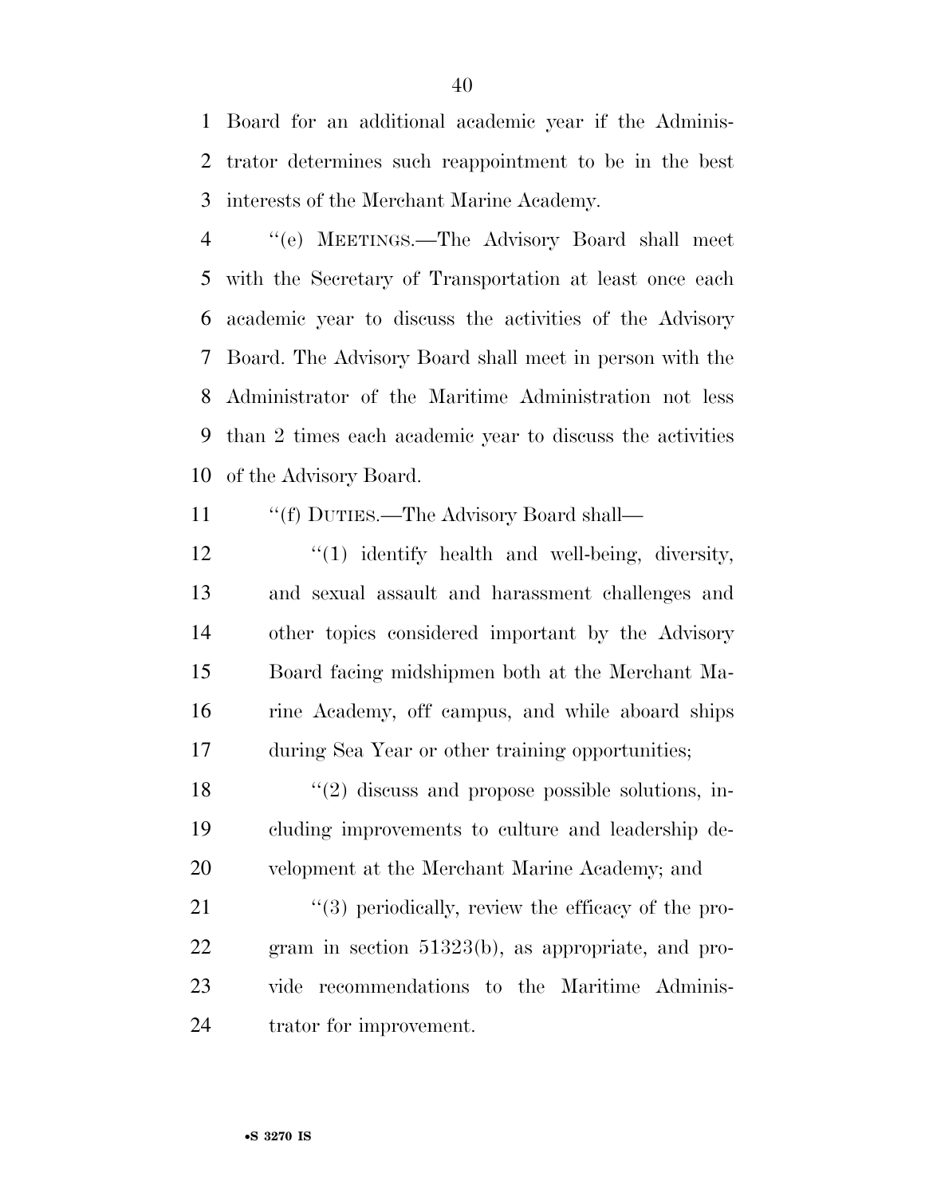Board for an additional academic year if the Administrator determines such reappointment to be in the best interests of the Merchant Marine Academy.

"(e) MEETINGS.—The Advisory Board shall meet with the Secretary of Transportation at least once each academic year to discuss the activities of the Advisory Board. The Advisory Board shall meet in person with the Administrator of the Maritime Administration not less than 2 times each academic year to discuss the activities of the Advisory Board.

"(f) DUTIES.—The Advisory Board shall—

"(1) identify health and well-being, diversity, and sexual assault and harassment challenges and other topics considered important by the Advisory Board facing midshipmen both at the Merchant Marine Academy, off campus, and while aboard ships during Sea Year or other training opportunities;

"(2) discuss and propose possible solutions, including improvements to culture and leadership development at the Merchant Marine Academy; and

"(3) periodically, review the efficacy of the program in section 51323(b), as appropriate, and provide recommendations to the Maritime Administrator for improvement.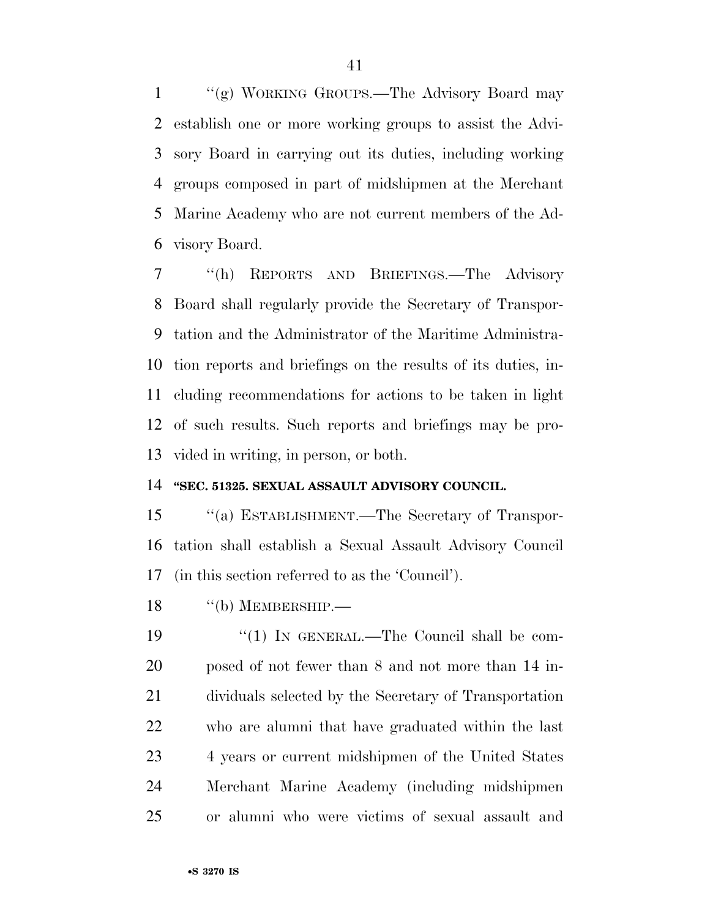''(g) WORKING GROUPS.—The Advisory Board may establish one or more working groups to assist the Advisory Board in carrying out its duties, including working groups composed in part of midshipmen at the Merchant Marine Academy who are not current members of the Advisory Board.

''(h) REPORTS AND BRIEFINGS.—The Advisory Board shall regularly provide the Secretary of Transportation and the Administrator of the Maritime Administration reports and briefings on the results of its duties, including recommendations for actions to be taken in light of such results. Such reports and briefings may be provided in writing, in person, or both.

**''SEC. 51325. SEXUAL ASSAULT ADVISORY COUNCIL.**

''(a) ESTABLISHMENT.—The Secretary of Transportation shall establish a Sexual Assault Advisory Council (in this section referred to as the 'Council').

''(b) MEMBERSHIP.—

''(1) IN GENERAL.—The Council shall be composed of not fewer than 8 and not more than 14 individuals selected by the Secretary of Transportation who are alumni that have graduated within the last 4 years or current midshipmen of the United States Merchant Marine Academy (including midshipmen or alumni who were victims of sexual assault and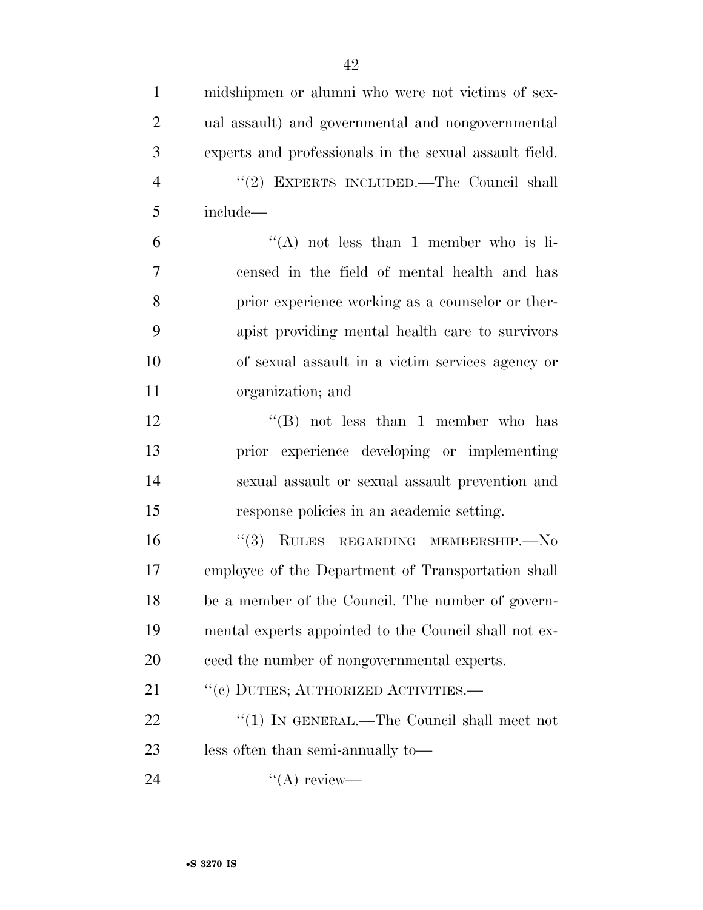midshipmen or alumni who were not victims of sexual assault) and governmental and nongovernmental experts and professionals in the sexual assault field.

"(2) EXPERTS INCLUDED.—The Council shall include—

"(A) not less than 1 member who is licensed in the field of mental health and has prior experience working as a counselor or therapist providing mental health care to survivors of sexual assault in a victim services agency or organization; and

"(B) not less than 1 member who has prior experience developing or implementing sexual assault or sexual assault prevention and response policies in an academic setting.

"(3) RULES REGARDING MEMBERSHIP.—No employee of the Department of Transportation shall be a member of the Council. The number of governmental experts appointed to the Council shall not exceed the number of nongovernmental experts.

"(c) DUTIES; AUTHORIZED ACTIVITIES.—

"(1) IN GENERAL.—The Council shall meet not less often than semi-annually to—

"(A) review—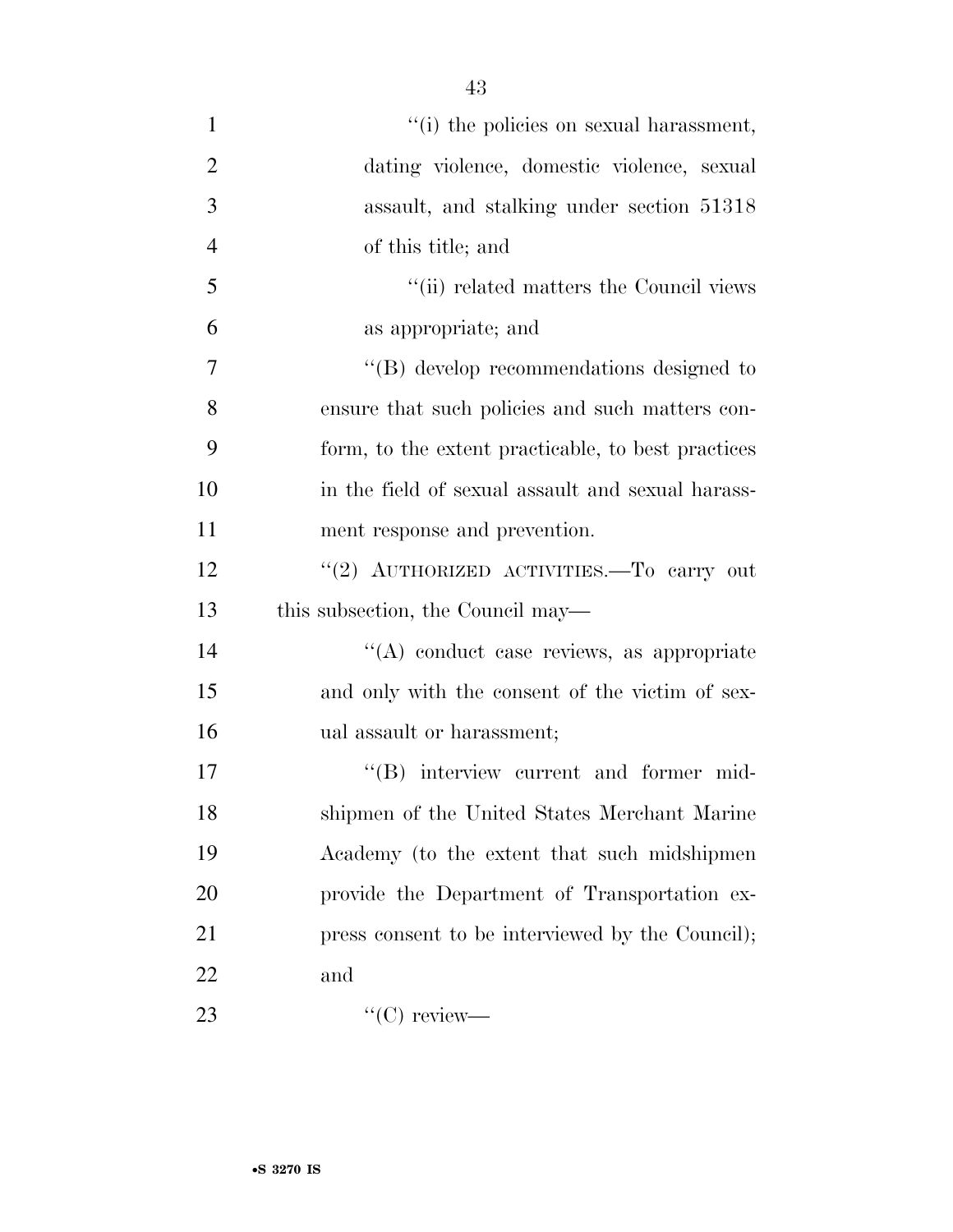''(i) the policies on sexual harassment, dating violence, domestic violence, sexual assault, and stalking under section 51318 of this title; and

''(ii) related matters the Council views as appropriate; and

''(B) develop recommendations designed to ensure that such policies and such matters conform, to the extent practicable, to best practices in the field of sexual assault and sexual harassment response and prevention.

''(2) AUTHORIZED ACTIVITIES.—To carry out this subsection, the Council may—

''(A) conduct case reviews, as appropriate and only with the consent of the victim of sexual assault or harassment;

''(B) interview current and former midshipmen of the United States Merchant Marine Academy (to the extent that such midshipmen provide the Department of Transportation express consent to be interviewed by the Council); and

''(C) review—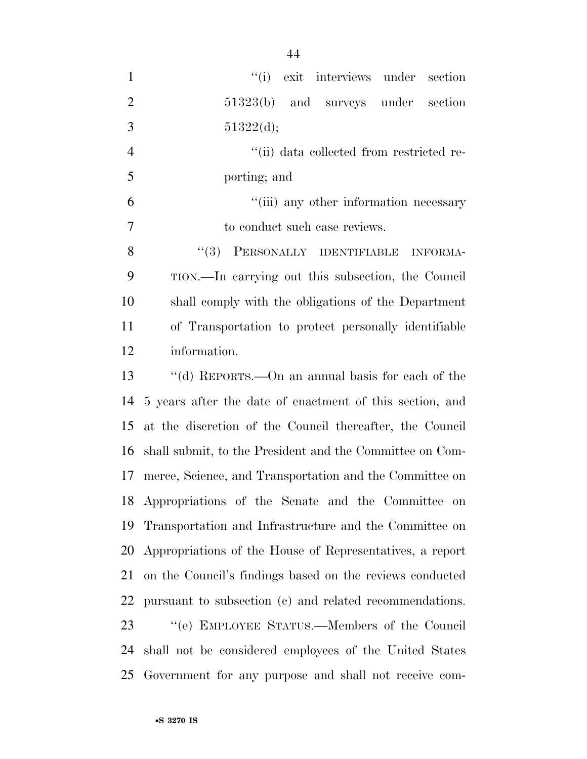"(i) exit interviews under section 51323(b) and surveys under section 51322(d);

"(ii) data collected from restricted reporting; and

"(iii) any other information necessary to conduct such case reviews.

"(3) PERSONALLY IDENTIFIABLE INFORMATION.—In carrying out this subsection, the Council shall comply with the obligations of the Department of Transportation to protect personally identifiable information.

"(d) REPORTS.—On an annual basis for each of the 5 years after the date of enactment of this section, and at the discretion of the Council thereafter, the Council shall submit, to the President and the Committee on Commerce, Science, and Transportation and the Committee on Appropriations of the Senate and the Committee on Transportation and Infrastructure and the Committee on Appropriations of the House of Representatives, a report on the Council's findings based on the reviews conducted pursuant to subsection (c) and related recommendations.

"(e) EMPLOYEE STATUS.—Members of the Council shall not be considered employees of the United States Government for any purpose and shall not receive com-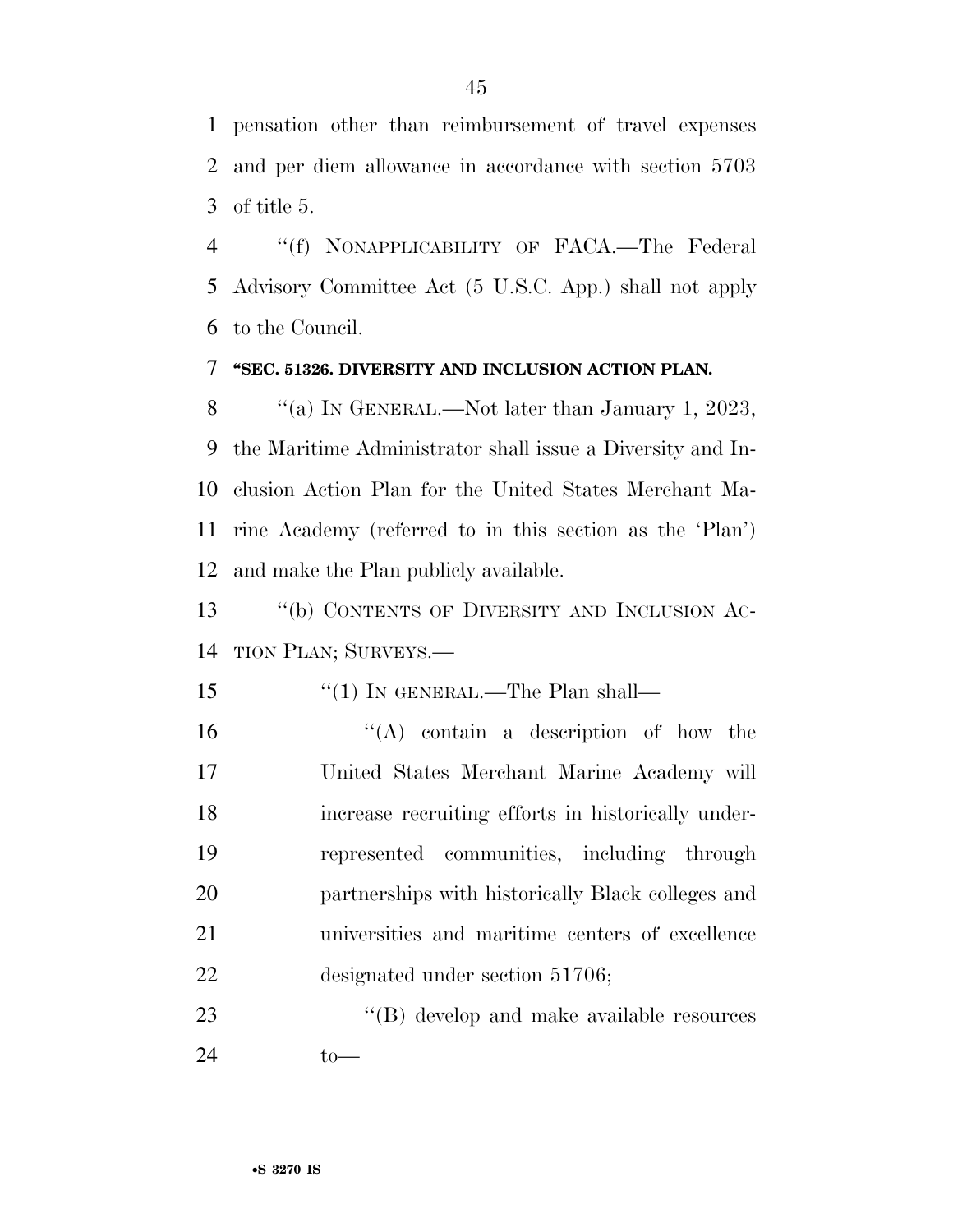pensation other than reimbursement of travel expenses and per diem allowance in accordance with section 5703 of title 5.

"(f) NONAPPLICABILITY OF FACA.—The Federal Advisory Committee Act (5 U.S.C. App.) shall not apply to the Council.

**"SEC. 51326. DIVERSITY AND INCLUSION ACTION PLAN.**

"(a) IN GENERAL.—Not later than January 1, 2023, the Maritime Administrator shall issue a Diversity and Inclusion Action Plan for the United States Merchant Marine Academy (referred to in this section as the 'Plan') and make the Plan publicly available.

"(b) CONTENTS OF DIVERSITY AND INCLUSION ACTION PLAN; SURVEYS.—

"(1) IN GENERAL.—The Plan shall—

"(A) contain a description of how the United States Merchant Marine Academy will increase recruiting efforts in historically underrepresented communities, including through partnerships with historically Black colleges and universities and maritime centers of excellence designated under section 51706;

"(B) develop and make available resources to—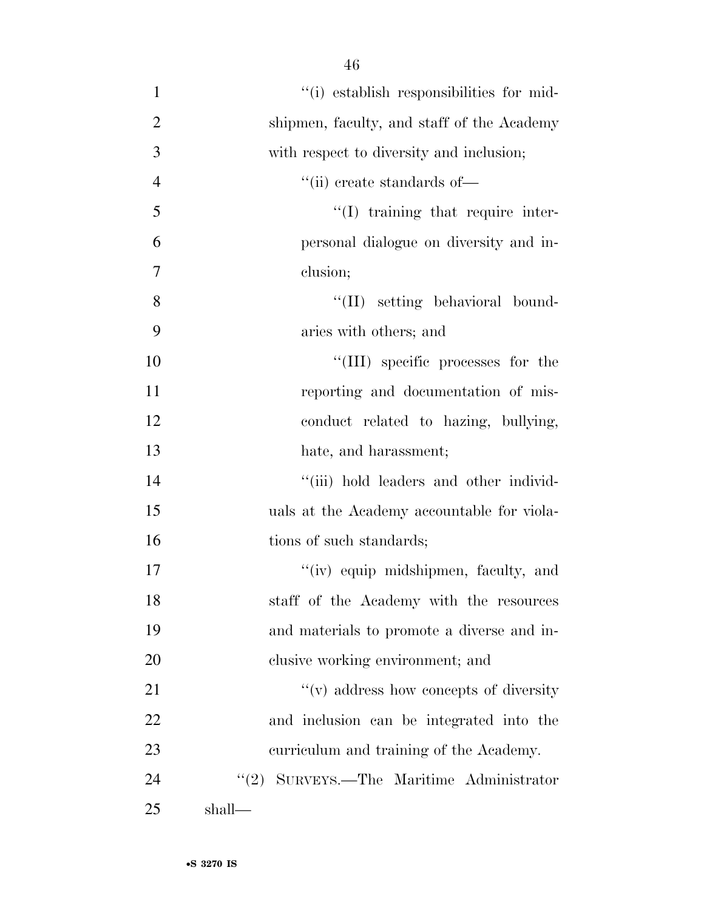"(i) establish responsibilities for midshipmen, faculty, and staff of the Academy with respect to diversity and inclusion;

"(ii) create standards of—

"(I) training that require interpersonal dialogue on diversity and inclusion;

"(II) setting behavioral boundaries with others; and

"(III) specific processes for the reporting and documentation of misconduct related to hazing, bullying, hate, and harassment;

"(iii) hold leaders and other individuals at the Academy accountable for violations of such standards;

"(iv) equip midshipmen, faculty, and staff of the Academy with the resources and materials to promote a diverse and inclusive working environment; and

"(v) address how concepts of diversity and inclusion can be integrated into the curriculum and training of the Academy.

"(2) SURVEYS.—The Maritime Administrator shall—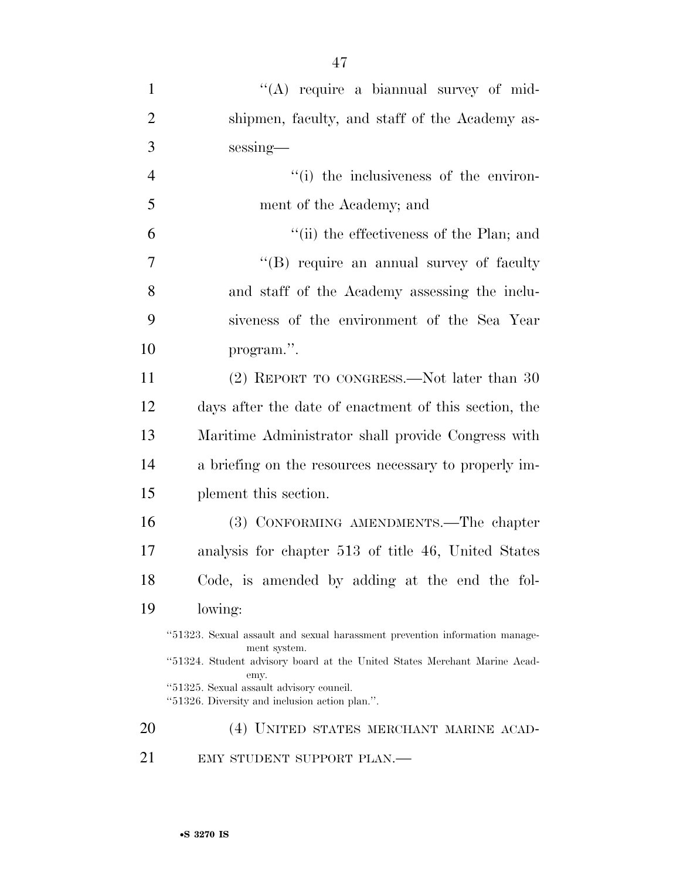"(A) require a biannual survey of midshipmen, faculty, and staff of the Academy assessing—

"(i) the inclusiveness of the environment of the Academy; and

"(ii) the effectiveness of the Plan; and

"(B) require an annual survey of faculty and staff of the Academy assessing the inclusiveness of the environment of the Sea Year program.".

(2) REPORT TO CONGRESS.—Not later than 30 days after the date of enactment of this section, the Maritime Administrator shall provide Congress with a briefing on the resources necessary to properly implement this section.

(3) CONFORMING AMENDMENTS.—The chapter analysis for chapter 513 of title 46, United States Code, is amended by adding at the end the following:

"51323. Sexual assault and sexual harassment prevention information management system.
"51324. Student advisory board at the United States Merchant Marine Academy.
"51325. Sexual assault advisory council.
"51326. Diversity and inclusion action plan.".

(4) UNITED STATES MERCHANT MARINE ACADEMY STUDENT SUPPORT PLAN.—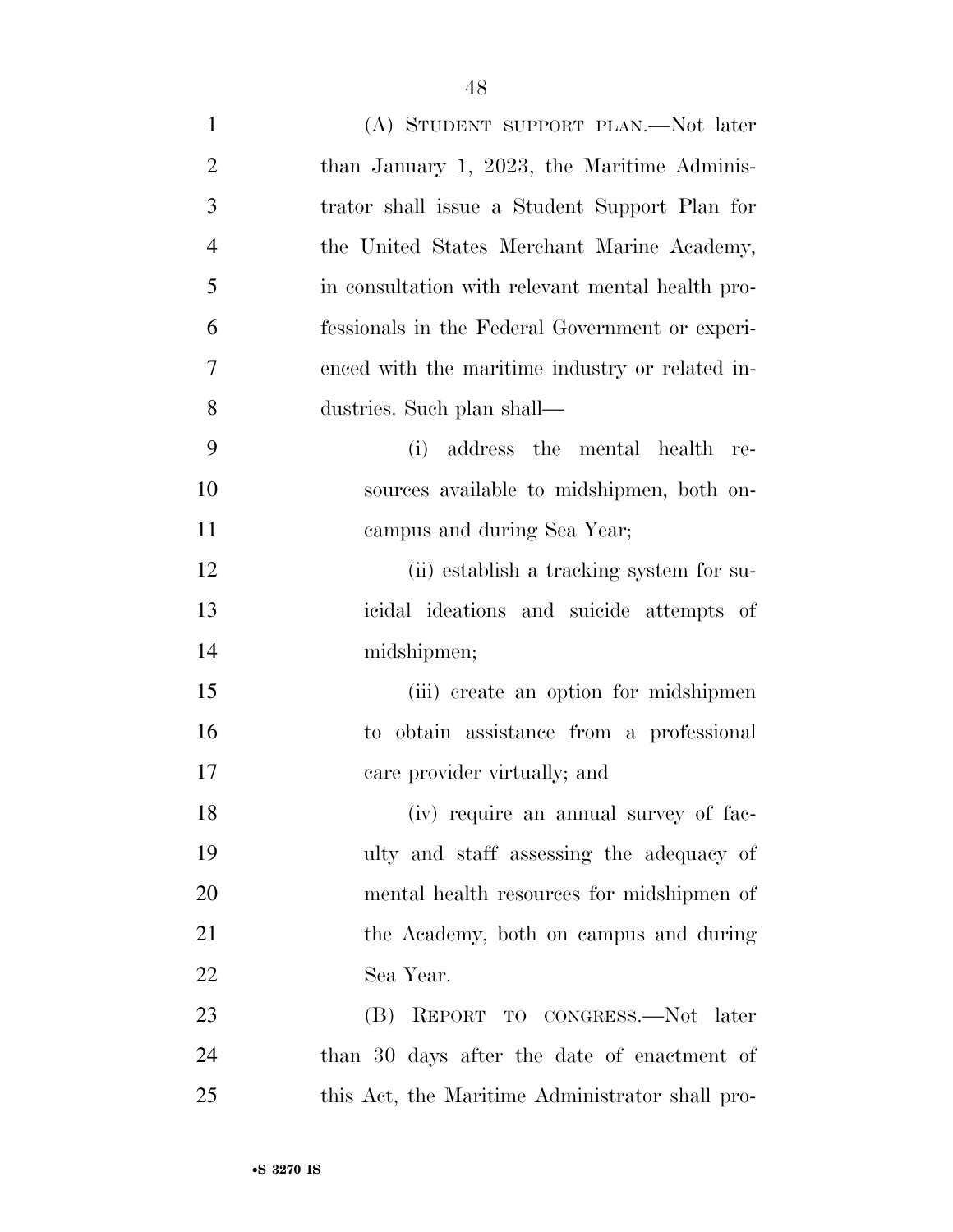(A) STUDENT SUPPORT PLAN.—Not later than January 1, 2023, the Maritime Administrator shall issue a Student Support Plan for the United States Merchant Marine Academy, in consultation with relevant mental health professionals in the Federal Government or experienced with the maritime industry or related industries. Such plan shall—

(i) address the mental health resources available to midshipmen, both on-campus and during Sea Year;

(ii) establish a tracking system for suicidal ideations and suicide attempts of midshipmen;

(iii) create an option for midshipmen to obtain assistance from a professional care provider virtually; and

(iv) require an annual survey of faculty and staff assessing the adequacy of mental health resources for midshipmen of the Academy, both on campus and during Sea Year.

(B) REPORT TO CONGRESS.—Not later than 30 days after the date of enactment of this Act, the Maritime Administrator shall pro-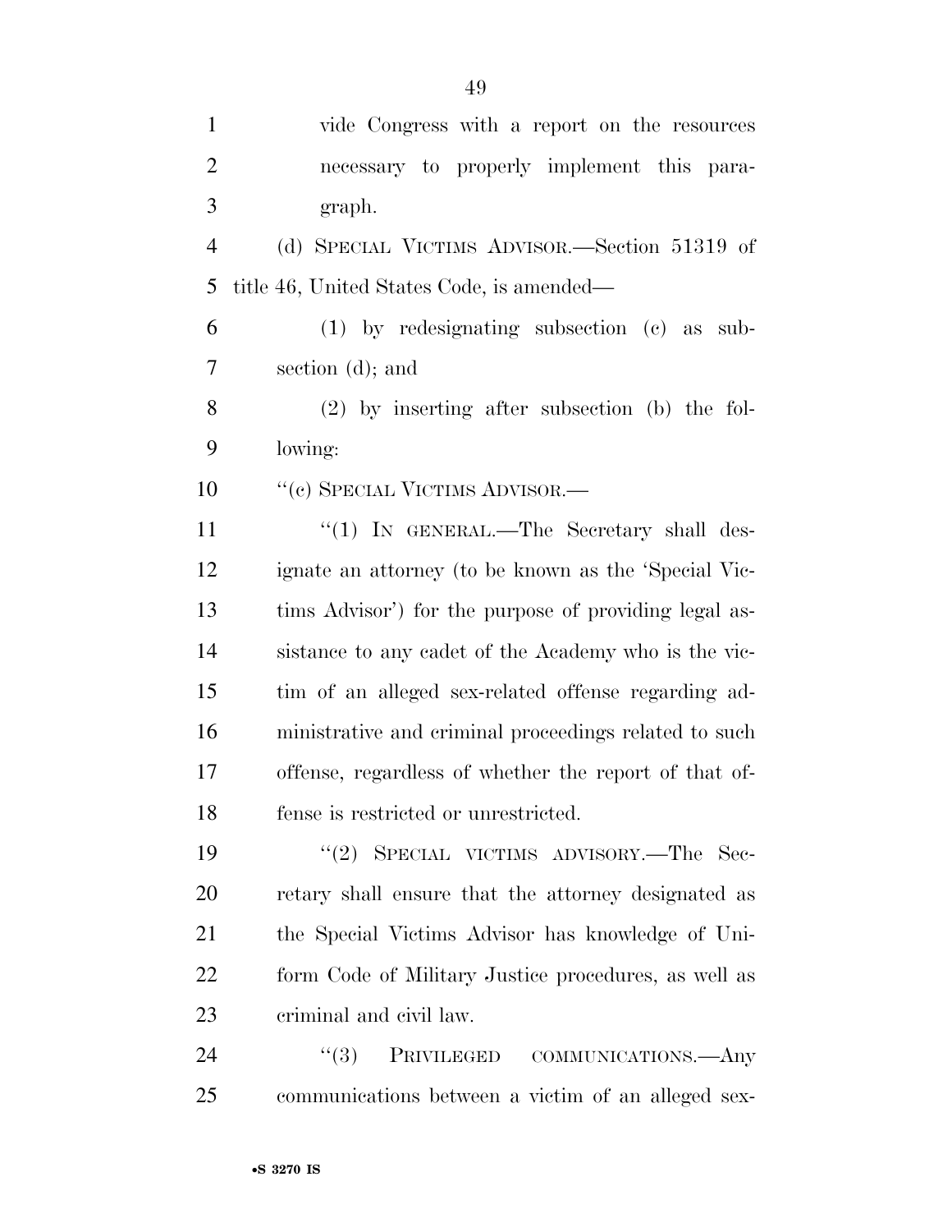vide Congress with a report on the resources necessary to properly implement this paragraph.

(d) SPECIAL VICTIMS ADVISOR.—Section 51319 of title 46, United States Code, is amended—

(1) by redesignating subsection (c) as subsection (d); and

(2) by inserting after subsection (b) the following:

''(c) SPECIAL VICTIMS ADVISOR.—

''(1) IN GENERAL.—The Secretary shall designate an attorney (to be known as the 'Special Victims Advisor') for the purpose of providing legal assistance to any cadet of the Academy who is the victim of an alleged sex-related offense regarding administrative and criminal proceedings related to such offense, regardless of whether the report of that offense is restricted or unrestricted.

''(2) SPECIAL VICTIMS ADVISORY.—The Secretary shall ensure that the attorney designated as the Special Victims Advisor has knowledge of Uniform Code of Military Justice procedures, as well as criminal and civil law.

''(3) PRIVILEGED COMMUNICATIONS.—Any communications between a victim of an alleged sex-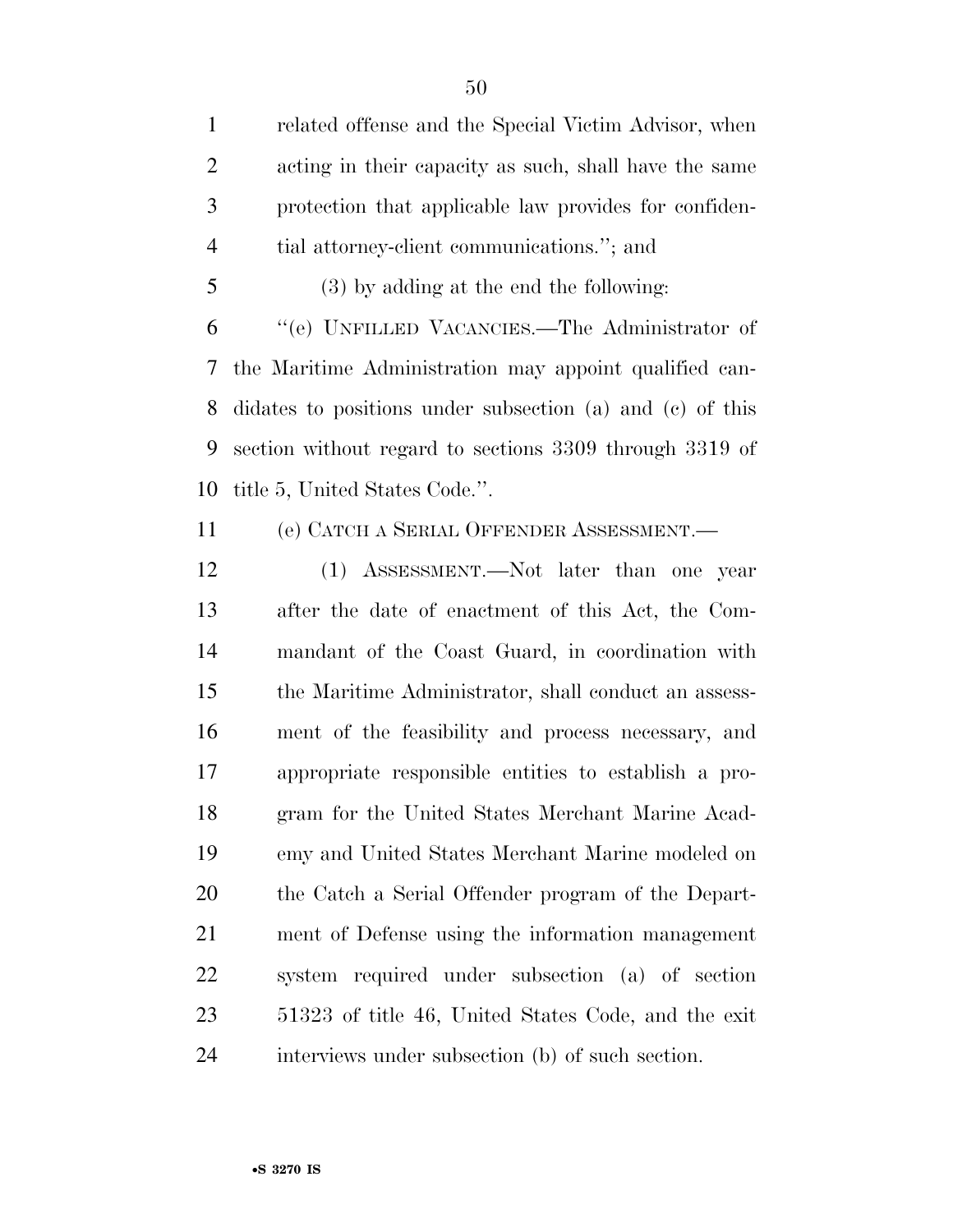related offense and the Special Victim Advisor, when acting in their capacity as such, shall have the same protection that applicable law provides for confidential attorney-client communications.''; and

(3) by adding at the end the following:

''(e) UNFILLED VACANCIES.—The Administrator of the Maritime Administration may appoint qualified candidates to positions under subsection (a) and (c) of this section without regard to sections 3309 through 3319 of title 5, United States Code.''.

(e) CATCH A SERIAL OFFENDER ASSESSMENT.—

(1) ASSESSMENT.—Not later than one year after the date of enactment of this Act, the Commandant of the Coast Guard, in coordination with the Maritime Administrator, shall conduct an assessment of the feasibility and process necessary, and appropriate responsible entities to establish a program for the United States Merchant Marine Academy and United States Merchant Marine modeled on the Catch a Serial Offender program of the Department of Defense using the information management system required under subsection (a) of section 51323 of title 46, United States Code, and the exit interviews under subsection (b) of such section.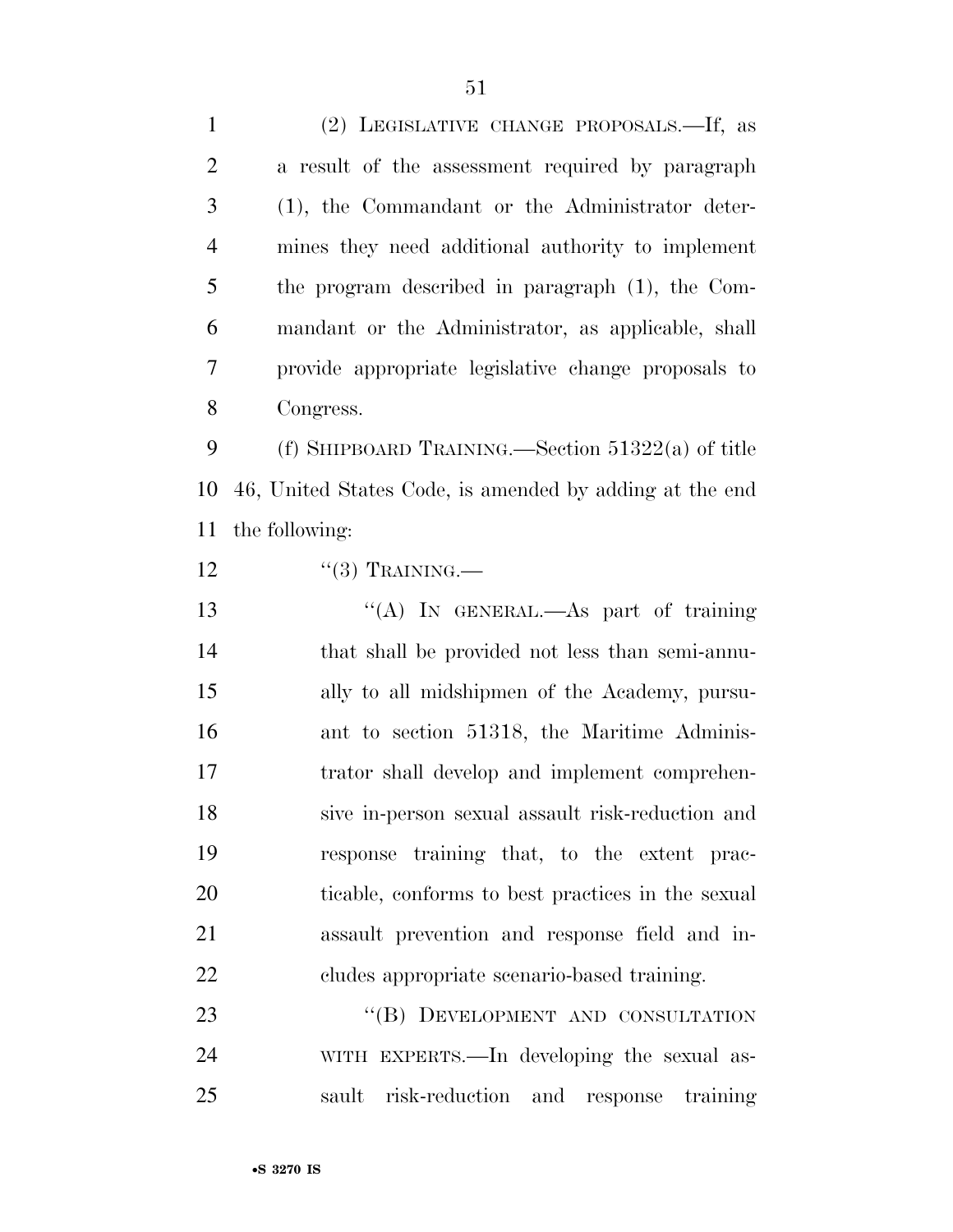(2) LEGISLATIVE CHANGE PROPOSALS.—If, as a result of the assessment required by paragraph (1), the Commandant or the Administrator determines they need additional authority to implement the program described in paragraph (1), the Commandant or the Administrator, as applicable, shall provide appropriate legislative change proposals to Congress.

(f) SHIPBOARD TRAINING.—Section 51322(a) of title 46, United States Code, is amended by adding at the end the following:

"(3) TRAINING.—

"(A) IN GENERAL.—As part of training that shall be provided not less than semi-annually to all midshipmen of the Academy, pursuant to section 51318, the Maritime Administrator shall develop and implement comprehensive in-person sexual assault risk-reduction and response training that, to the extent practicable, conforms to best practices in the sexual assault prevention and response field and includes appropriate scenario-based training.

"(B) DEVELOPMENT AND CONSULTATION WITH EXPERTS.—In developing the sexual assault risk-reduction and response training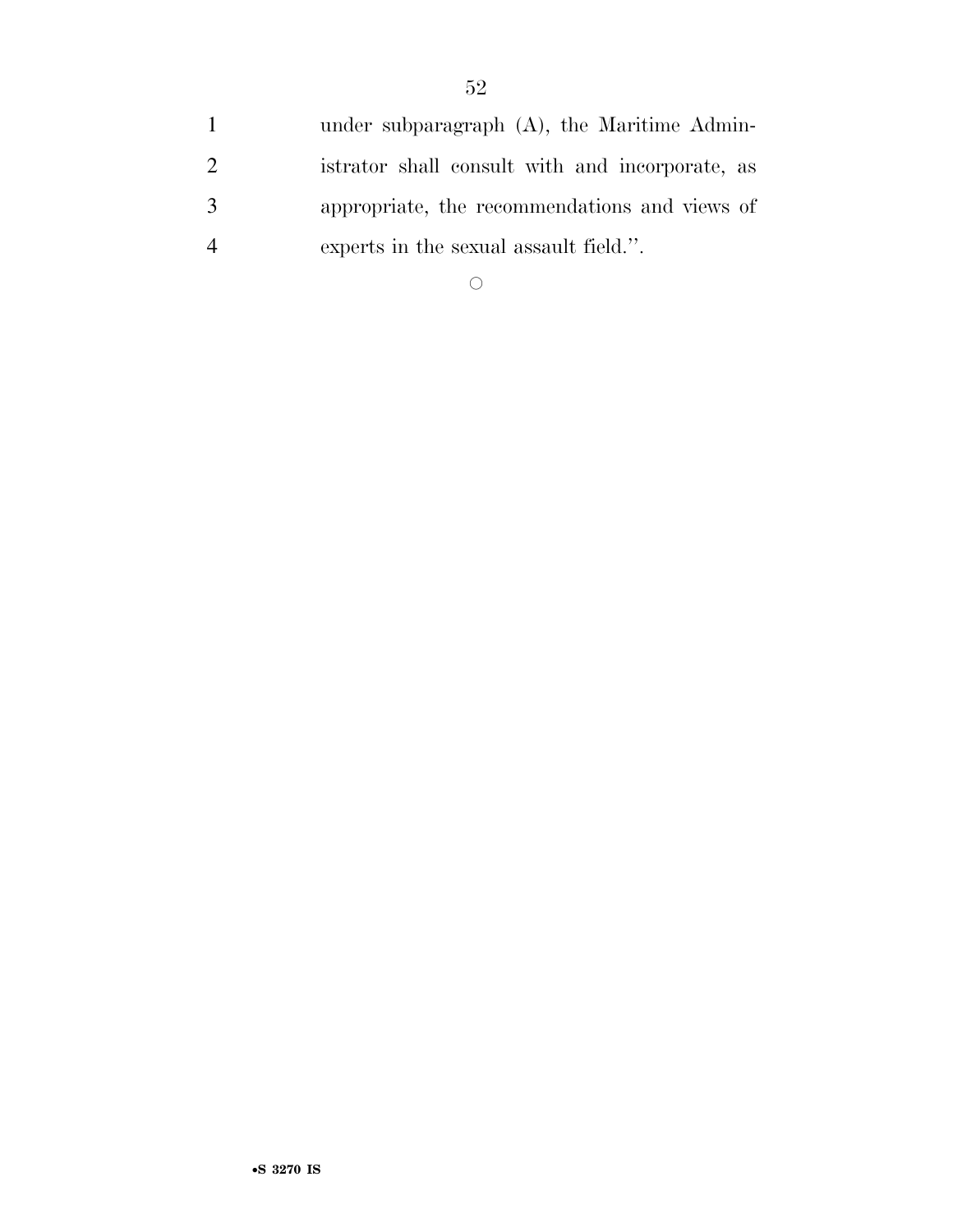under subparagraph (A), the Maritime Administrator shall consult with and incorporate, as appropriate, the recommendations and views of experts in the sexual assault field.''.

○